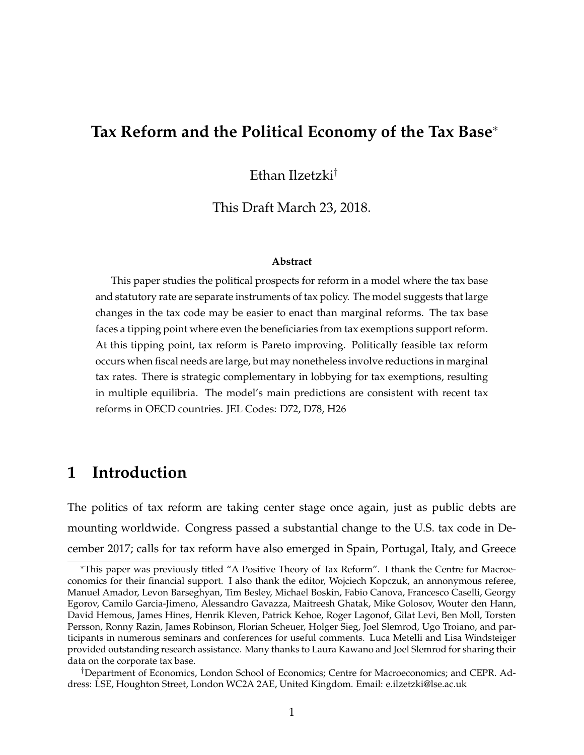# Tax Reform and the Political Economy of the Tax Base[*]

Ethan Ilzetzki[†]

This Draft March 23, 2018.

### Abstract

This paper studies the political prospects for reform in a model where the tax base and statutory rate are separate instruments of tax policy. The model suggests that large changes in the tax code may be easier to enact than marginal reforms. The tax base faces a tipping point where even the beneficiaries from tax exemptions support reform. At this tipping point, tax reform is Pareto improving. Politically feasible tax reform occurs when fiscal needs are large, but may nonetheless involve reductions in marginal tax rates. There is strategic complementary in lobbying for tax exemptions, resulting in multiple equilibria. The model's main predictions are consistent with recent tax reforms in OECD countries. JEL Codes: D72, D78, H26

## 1 Introduction

The politics of tax reform are taking center stage once again, just as public debts are mounting worldwide. Congress passed a substantial change to the U.S. tax code in December 2017; calls for tax reform have also emerged in Spain, Portugal, Italy, and Greece

[*]This paper was previously titled "A Positive Theory of Tax Reform". I thank the Centre for Macroeconomics for their financial support. I also thank the editor, Wojciech Kopczuk, an annonymous referee, Manuel Amador, Levon Barseghyan, Tim Besley, Michael Boskin, Fabio Canova, Francesco Caselli, Georgy Egorov, Camilo Garcia-Jimeno, Alessandro Gavazza, Maitreesh Ghatak, Mike Golosov, Wouter den Hann, David Hemous, James Hines, Henrik Kleven, Patrick Kehoe, Roger Lagonof, Gilat Levi, Ben Moll, Torsten Persson, Ronny Razin, James Robinson, Florian Scheuer, Holger Sieg, Joel Slemrod, Ugo Troiano, and participants in numerous seminars and conferences for useful comments. Luca Metelli and Lisa Windsteiger provided outstanding research assistance. Many thanks to Laura Kawano and Joel Slemrod for sharing their data on the corporate tax base.

[†]Department of Economics, London School of Economics; Centre for Macroeconomics; and CEPR. Address: LSE, Houghton Street, London WC2A 2AE, United Kingdom. Email: e.ilzetzki@lse.ac.uk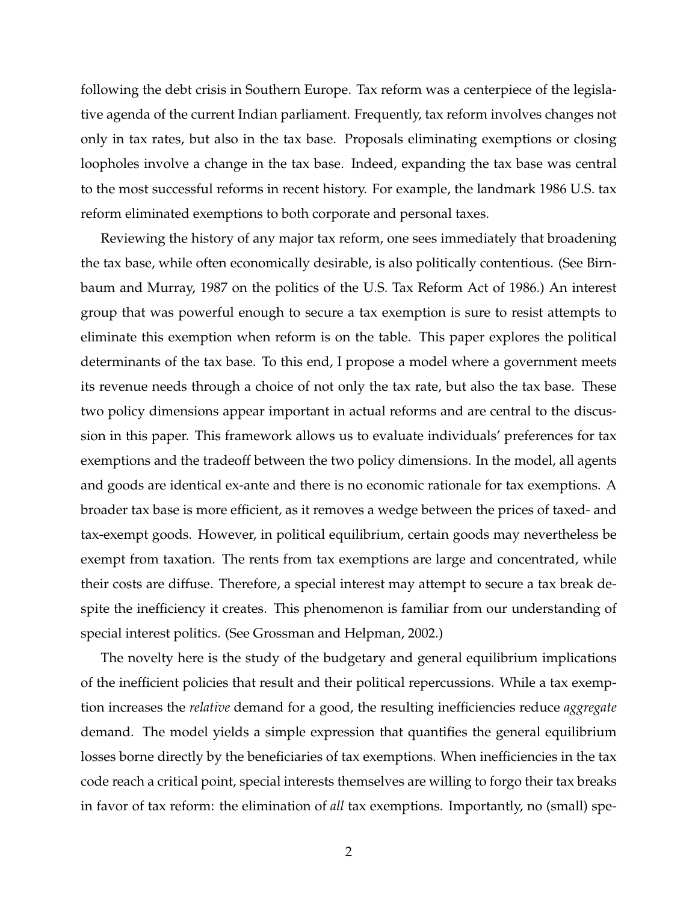following the debt crisis in Southern Europe. Tax reform was a centerpiece of the legislative agenda of the current Indian parliament. Frequently, tax reform involves changes not only in tax rates, but also in the tax base. Proposals eliminating exemptions or closing loopholes involve a change in the tax base. Indeed, expanding the tax base was central to the most successful reforms in recent history. For example, the landmark 1986 U.S. tax reform eliminated exemptions to both corporate and personal taxes.

Reviewing the history of any major tax reform, one sees immediately that broadening the tax base, while often economically desirable, is also politically contentious. (See Birnbaum and Murray, 1987 on the politics of the U.S. Tax Reform Act of 1986.) An interest group that was powerful enough to secure a tax exemption is sure to resist attempts to eliminate this exemption when reform is on the table. This paper explores the political determinants of the tax base. To this end, I propose a model where a government meets its revenue needs through a choice of not only the tax rate, but also the tax base. These two policy dimensions appear important in actual reforms and are central to the discussion in this paper. This framework allows us to evaluate individuals' preferences for tax exemptions and the tradeoff between the two policy dimensions. In the model, all agents and goods are identical ex-ante and there is no economic rationale for tax exemptions. A broader tax base is more efficient, as it removes a wedge between the prices of taxed- and tax-exempt goods. However, in political equilibrium, certain goods may nevertheless be exempt from taxation. The rents from tax exemptions are large and concentrated, while their costs are diffuse. Therefore, a special interest may attempt to secure a tax break despite the inefficiency it creates. This phenomenon is familiar from our understanding of special interest politics. (See Grossman and Helpman, 2002.)

The novelty here is the study of the budgetary and general equilibrium implications of the inefficient policies that result and their political repercussions. While a tax exemption increases the *relative* demand for a good, the resulting inefficiencies reduce *aggregate* demand. The model yields a simple expression that quantifies the general equilibrium losses borne directly by the beneficiaries of tax exemptions. When inefficiencies in the tax code reach a critical point, special interests themselves are willing to forgo their tax breaks in favor of tax reform: the elimination of *all* tax exemptions. Importantly, no (small) spe-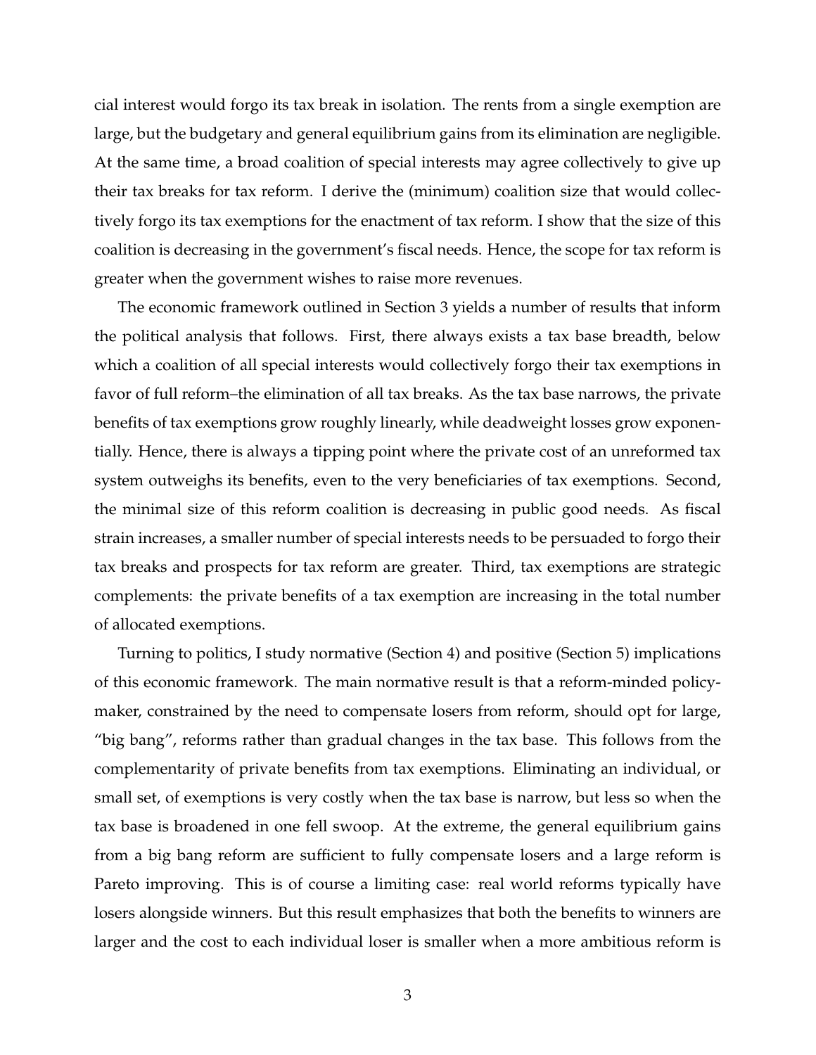cial interest would forgo its tax break in isolation. The rents from a single exemption are large, but the budgetary and general equilibrium gains from its elimination are negligible. At the same time, a broad coalition of special interests may agree collectively to give up their tax breaks for tax reform. I derive the (minimum) coalition size that would collectively forgo its tax exemptions for the enactment of tax reform. I show that the size of this coalition is decreasing in the government's fiscal needs. Hence, the scope for tax reform is greater when the government wishes to raise more revenues.

The economic framework outlined in Section 3 yields a number of results that inform the political analysis that follows. First, there always exists a tax base breadth, below which a coalition of all special interests would collectively forgo their tax exemptions in favor of full reform–the elimination of all tax breaks. As the tax base narrows, the private benefits of tax exemptions grow roughly linearly, while deadweight losses grow exponentially. Hence, there is always a tipping point where the private cost of an unreformed tax system outweighs its benefits, even to the very beneficiaries of tax exemptions. Second, the minimal size of this reform coalition is decreasing in public good needs. As fiscal strain increases, a smaller number of special interests needs to be persuaded to forgo their tax breaks and prospects for tax reform are greater. Third, tax exemptions are strategic complements: the private benefits of a tax exemption are increasing in the total number of allocated exemptions.

Turning to politics, I study normative (Section 4) and positive (Section 5) implications of this economic framework. The main normative result is that a reform-minded policymaker, constrained by the need to compensate losers from reform, should opt for large, "big bang", reforms rather than gradual changes in the tax base. This follows from the complementarity of private benefits from tax exemptions. Eliminating an individual, or small set, of exemptions is very costly when the tax base is narrow, but less so when the tax base is broadened in one fell swoop. At the extreme, the general equilibrium gains from a big bang reform are sufficient to fully compensate losers and a large reform is Pareto improving. This is of course a limiting case: real world reforms typically have losers alongside winners. But this result emphasizes that both the benefits to winners are larger and the cost to each individual loser is smaller when a more ambitious reform is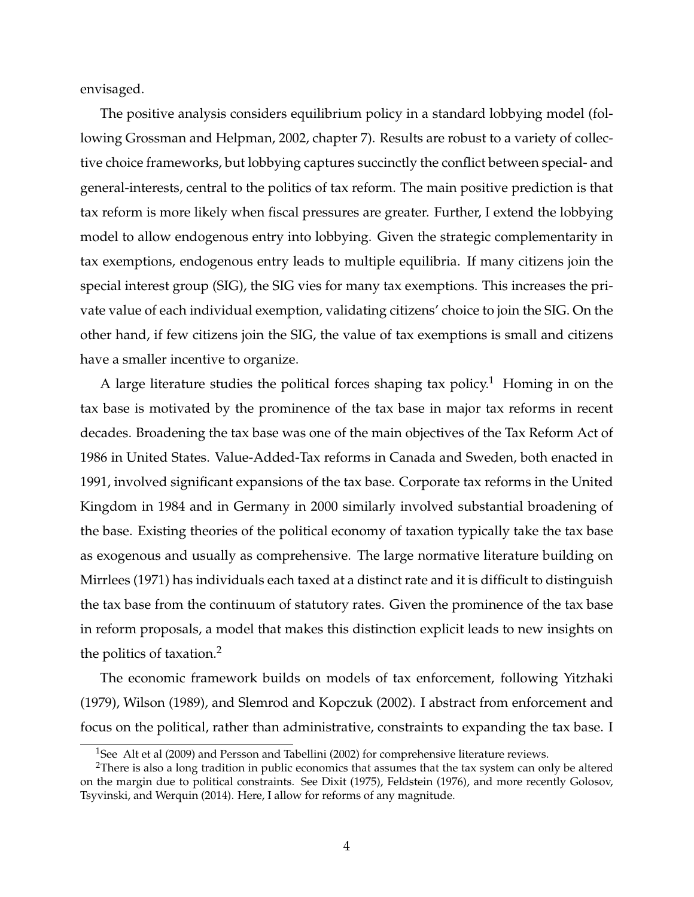envisaged.

The positive analysis considers equilibrium policy in a standard lobbying model (following Grossman and Helpman, 2002, chapter 7). Results are robust to a variety of collective choice frameworks, but lobbying captures succinctly the conflict between special- and general-interests, central to the politics of tax reform. The main positive prediction is that tax reform is more likely when fiscal pressures are greater. Further, I extend the lobbying model to allow endogenous entry into lobbying. Given the strategic complementarity in tax exemptions, endogenous entry leads to multiple equilibria. If many citizens join the special interest group (SIG), the SIG vies for many tax exemptions. This increases the private value of each individual exemption, validating citizens' choice to join the SIG. On the other hand, if few citizens join the SIG, the value of tax exemptions is small and citizens have a smaller incentive to organize.

A large literature studies the political forces shaping tax policy.[1] Homing in on the tax base is motivated by the prominence of the tax base in major tax reforms in recent decades. Broadening the tax base was one of the main objectives of the Tax Reform Act of 1986 in United States. Value-Added-Tax reforms in Canada and Sweden, both enacted in 1991, involved significant expansions of the tax base. Corporate tax reforms in the United Kingdom in 1984 and in Germany in 2000 similarly involved substantial broadening of the base. Existing theories of the political economy of taxation typically take the tax base as exogenous and usually as comprehensive. The large normative literature building on Mirrlees (1971) has individuals each taxed at a distinct rate and it is difficult to distinguish the tax base from the continuum of statutory rates. Given the prominence of the tax base in reform proposals, a model that makes this distinction explicit leads to new insights on the politics of taxation.[2]

The economic framework builds on models of tax enforcement, following Yitzhaki (1979), Wilson (1989), and Slemrod and Kopczuk (2002). I abstract from enforcement and focus on the political, rather than administrative, constraints to expanding the tax base. I

---

[1] See Alt et al (2009) and Persson and Tabellini (2002) for comprehensive literature reviews.

[2] There is also a long tradition in public economics that assumes that the tax system can only be altered on the margin due to political constraints. See Dixit (1975), Feldstein (1976), and more recently Golosov, Tsyvinski, and Werquin (2014). Here, I allow for reforms of any magnitude.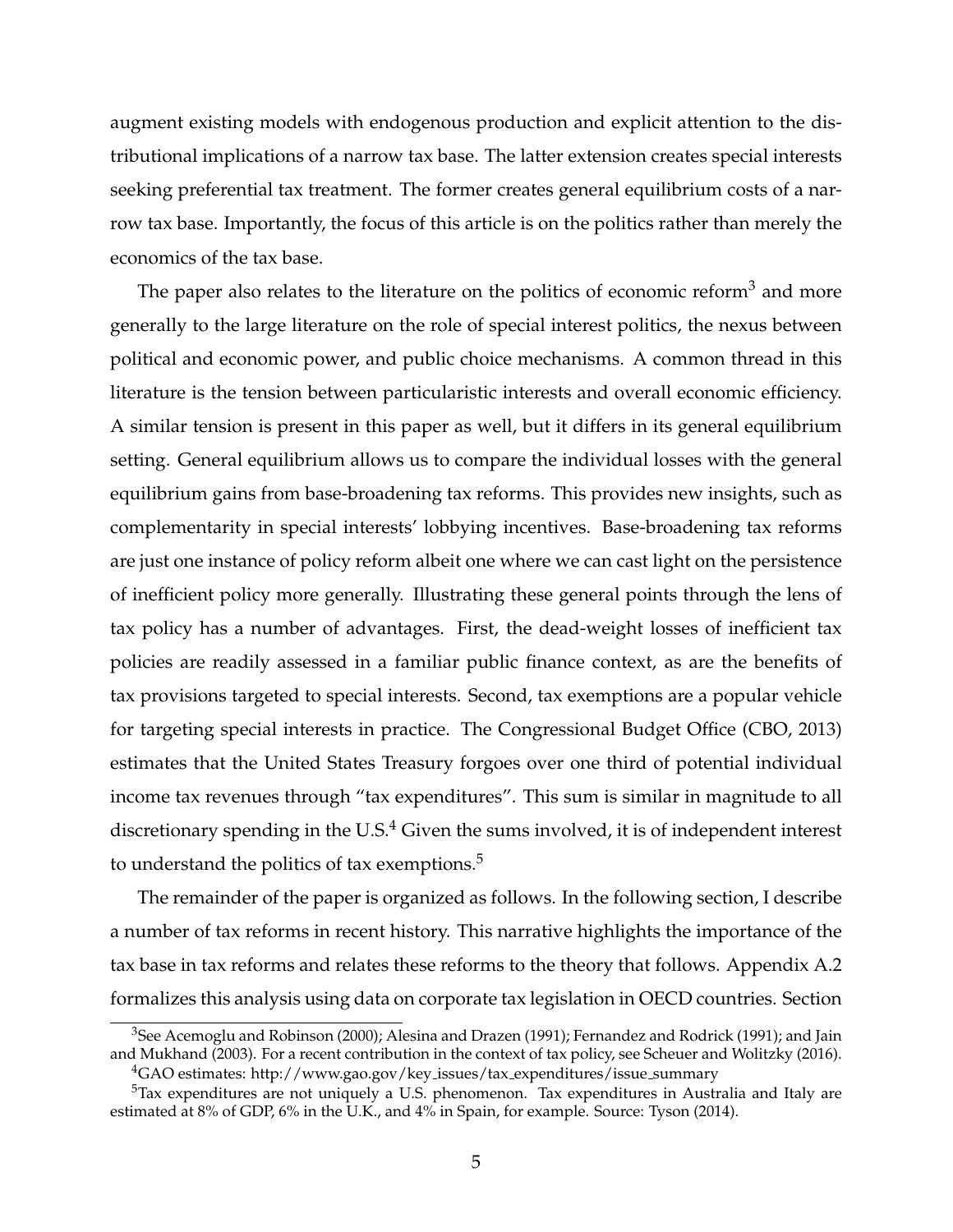augment existing models with endogenous production and explicit attention to the distributional implications of a narrow tax base. The latter extension creates special interests seeking preferential tax treatment. The former creates general equilibrium costs of a narrow tax base. Importantly, the focus of this article is on the politics rather than merely the economics of the tax base.

The paper also relates to the literature on the politics of economic reform[3] and more generally to the large literature on the role of special interest politics, the nexus between political and economic power, and public choice mechanisms. A common thread in this literature is the tension between particularistic interests and overall economic efficiency. A similar tension is present in this paper as well, but it differs in its general equilibrium setting. General equilibrium allows us to compare the individual losses with the general equilibrium gains from base-broadening tax reforms. This provides new insights, such as complementarity in special interests' lobbying incentives. Base-broadening tax reforms are just one instance of policy reform albeit one where we can cast light on the persistence of inefficient policy more generally. Illustrating these general points through the lens of tax policy has a number of advantages. First, the dead-weight losses of inefficient tax policies are readily assessed in a familiar public finance context, as are the benefits of tax provisions targeted to special interests. Second, tax exemptions are a popular vehicle for targeting special interests in practice. The Congressional Budget Office (CBO, 2013) estimates that the United States Treasury forgoes over one third of potential individual income tax revenues through "tax expenditures". This sum is similar in magnitude to all discretionary spending in the U.S.[4] Given the sums involved, it is of independent interest to understand the politics of tax exemptions.[5]

The remainder of the paper is organized as follows. In the following section, I describe a number of tax reforms in recent history. This narrative highlights the importance of the tax base in tax reforms and relates these reforms to the theory that follows. Appendix A.2 formalizes this analysis using data on corporate tax legislation in OECD countries. Section

[3] See Acemoglu and Robinson (2000); Alesina and Drazen (1991); Fernandez and Rodrick (1991); and Jain and Mukhand (2003). For a recent contribution in the context of tax policy, see Scheuer and Wolitzky (2016).

[4] GAO estimates: http://www.gao.gov/key_issues/tax_expenditures/issue_summary

[5] Tax expenditures are not uniquely a U.S. phenomenon. Tax expenditures in Australia and Italy are estimated at 8% of GDP, 6% in the U.K., and 4% in Spain, for example. Source: Tyson (2014).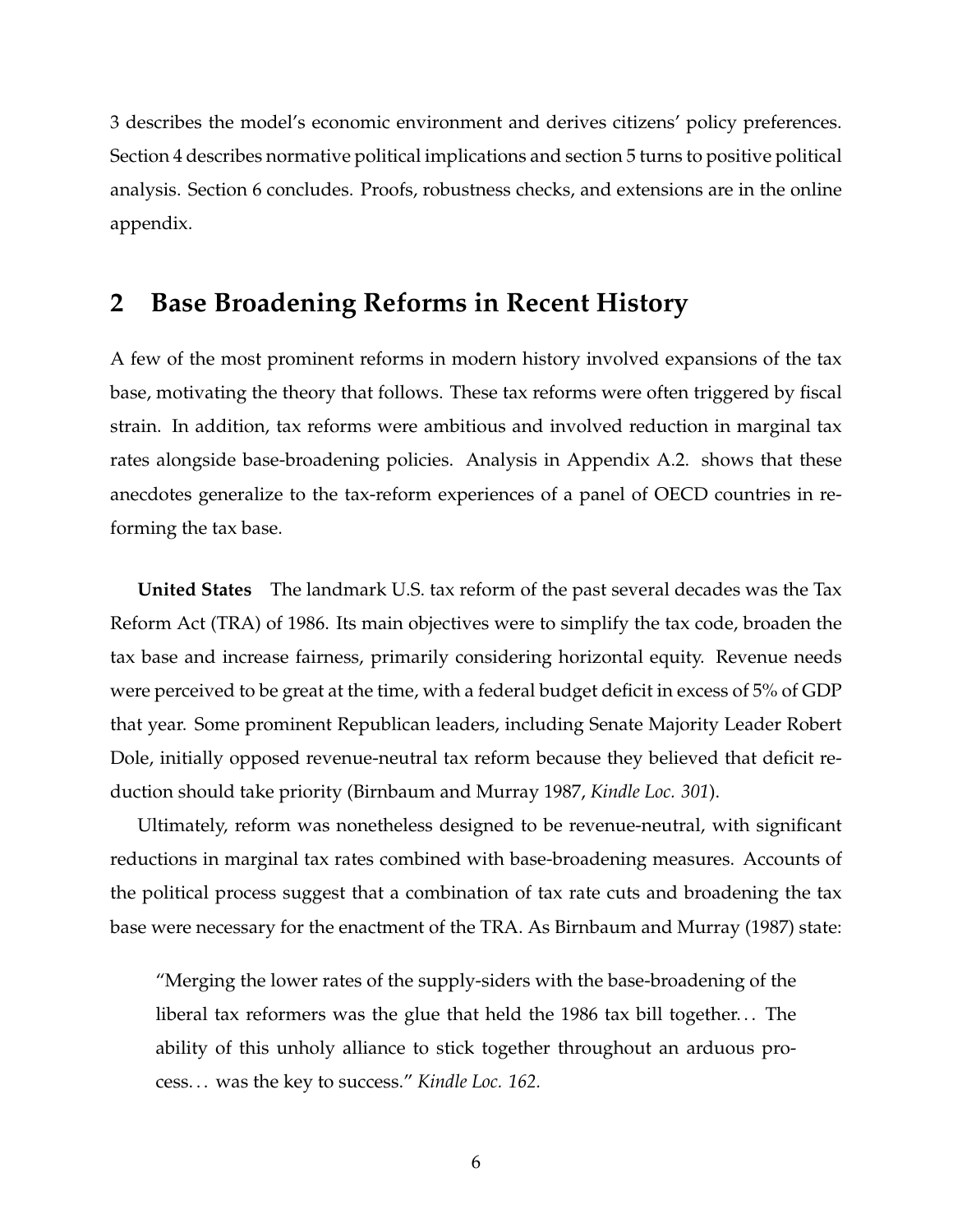3 describes the model's economic environment and derives citizens' policy preferences. Section 4 describes normative political implications and section 5 turns to positive political analysis. Section 6 concludes. Proofs, robustness checks, and extensions are in the online appendix.

## 2 Base Broadening Reforms in Recent History

A few of the most prominent reforms in modern history involved expansions of the tax base, motivating the theory that follows. These tax reforms were often triggered by fiscal strain. In addition, tax reforms were ambitious and involved reduction in marginal tax rates alongside base-broadening policies. Analysis in Appendix A.2. shows that these anecdotes generalize to the tax-reform experiences of a panel of OECD countries in reforming the tax base.

**United States** The landmark U.S. tax reform of the past several decades was the Tax Reform Act (TRA) of 1986. Its main objectives were to simplify the tax code, broaden the tax base and increase fairness, primarily considering horizontal equity. Revenue needs were perceived to be great at the time, with a federal budget deficit in excess of 5% of GDP that year. Some prominent Republican leaders, including Senate Majority Leader Robert Dole, initially opposed revenue-neutral tax reform because they believed that deficit reduction should take priority (Birnbaum and Murray 1987, *Kindle Loc. 301*).

Ultimately, reform was nonetheless designed to be revenue-neutral, with significant reductions in marginal tax rates combined with base-broadening measures. Accounts of the political process suggest that a combination of tax rate cuts and broadening the tax base were necessary for the enactment of the TRA. As Birnbaum and Murray (1987) state:

> "Merging the lower rates of the supply-siders with the base-broadening of the liberal tax reformers was the glue that held the 1986 tax bill together... The ability of this unholy alliance to stick together throughout an arduous process... was the key to success." *Kindle Loc. 162.*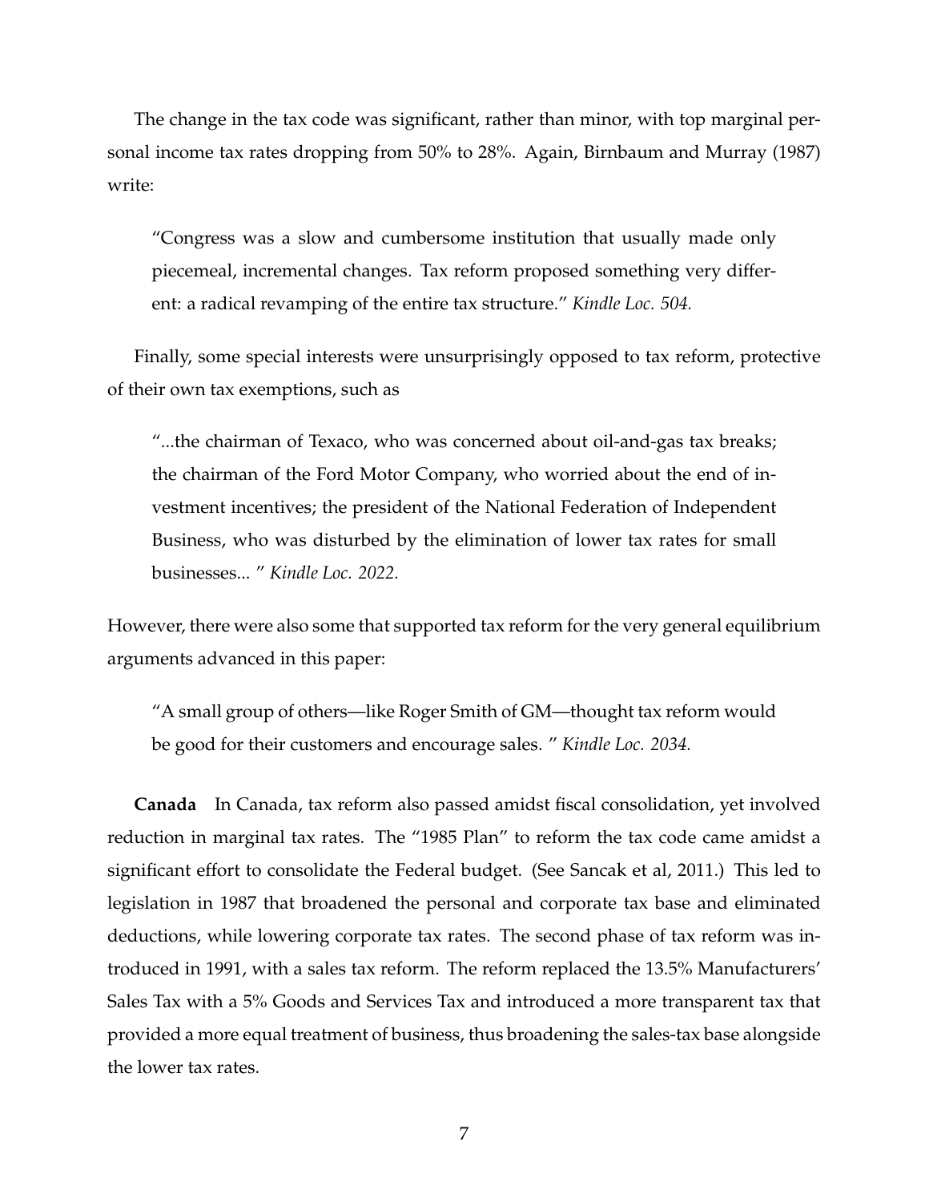The change in the tax code was significant, rather than minor, with top marginal personal income tax rates dropping from 50% to 28%. Again, Birnbaum and Murray (1987) write:

> "Congress was a slow and cumbersome institution that usually made only piecemeal, incremental changes. Tax reform proposed something very different: a radical revamping of the entire tax structure." *Kindle Loc. 504.*

Finally, some special interests were unsurprisingly opposed to tax reform, protective of their own tax exemptions, such as

> "...the chairman of Texaco, who was concerned about oil-and-gas tax breaks; the chairman of the Ford Motor Company, who worried about the end of investment incentives; the president of the National Federation of Independent Business, who was disturbed by the elimination of lower tax rates for small businesses... " *Kindle Loc. 2022.*

However, there were also some that supported tax reform for the very general equilibrium arguments advanced in this paper:

> "A small group of others—like Roger Smith of GM—thought tax reform would be good for their customers and encourage sales. " *Kindle Loc. 2034.*

**Canada** In Canada, tax reform also passed amidst fiscal consolidation, yet involved reduction in marginal tax rates. The "1985 Plan" to reform the tax code came amidst a significant effort to consolidate the Federal budget. (See Sancak et al, 2011.) This led to legislation in 1987 that broadened the personal and corporate tax base and eliminated deductions, while lowering corporate tax rates. The second phase of tax reform was introduced in 1991, with a sales tax reform. The reform replaced the 13.5% Manufacturers' Sales Tax with a 5% Goods and Services Tax and introduced a more transparent tax that provided a more equal treatment of business, thus broadening the sales-tax base alongside the lower tax rates.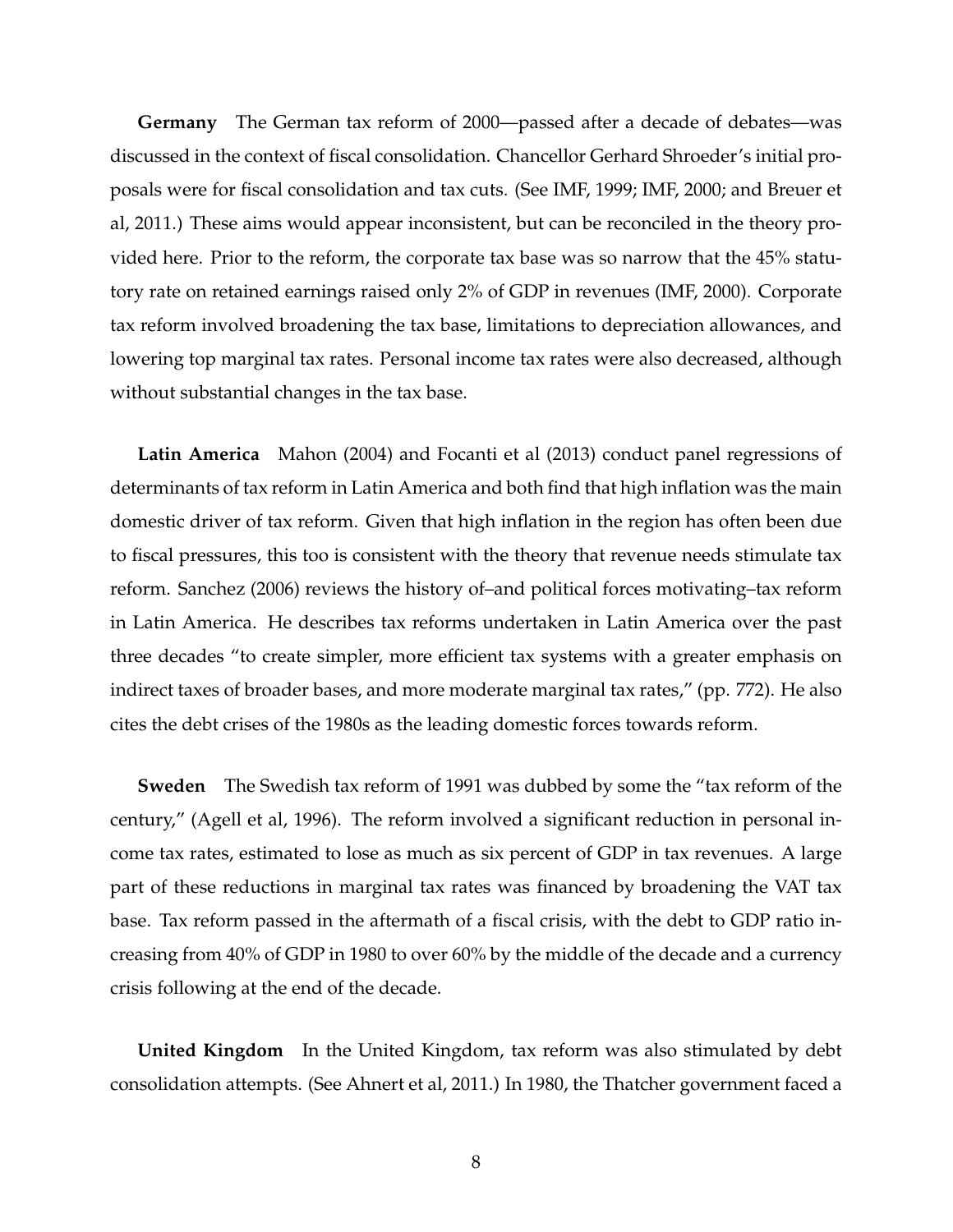**Germany** The German tax reform of 2000—passed after a decade of debates—was discussed in the context of fiscal consolidation. Chancellor Gerhard Shroeder's initial proposals were for fiscal consolidation and tax cuts. (See IMF, 1999; IMF, 2000; and Breuer et al, 2011.) These aims would appear inconsistent, but can be reconciled in the theory provided here. Prior to the reform, the corporate tax base was so narrow that the 45% statutory rate on retained earnings raised only 2% of GDP in revenues (IMF, 2000). Corporate tax reform involved broadening the tax base, limitations to depreciation allowances, and lowering top marginal tax rates. Personal income tax rates were also decreased, although without substantial changes in the tax base.

**Latin America** Mahon (2004) and Focanti et al (2013) conduct panel regressions of determinants of tax reform in Latin America and both find that high inflation was the main domestic driver of tax reform. Given that high inflation in the region has often been due to fiscal pressures, this too is consistent with the theory that revenue needs stimulate tax reform. Sanchez (2006) reviews the history of–and political forces motivating–tax reform in Latin America. He describes tax reforms undertaken in Latin America over the past three decades "to create simpler, more efficient tax systems with a greater emphasis on indirect taxes of broader bases, and more moderate marginal tax rates," (pp. 772). He also cites the debt crises of the 1980s as the leading domestic forces towards reform.

**Sweden** The Swedish tax reform of 1991 was dubbed by some the "tax reform of the century," (Agell et al, 1996). The reform involved a significant reduction in personal income tax rates, estimated to lose as much as six percent of GDP in tax revenues. A large part of these reductions in marginal tax rates was financed by broadening the VAT tax base. Tax reform passed in the aftermath of a fiscal crisis, with the debt to GDP ratio increasing from 40% of GDP in 1980 to over 60% by the middle of the decade and a currency crisis following at the end of the decade.

**United Kingdom** In the United Kingdom, tax reform was also stimulated by debt consolidation attempts. (See Ahnert et al, 2011.) In 1980, the Thatcher government faced a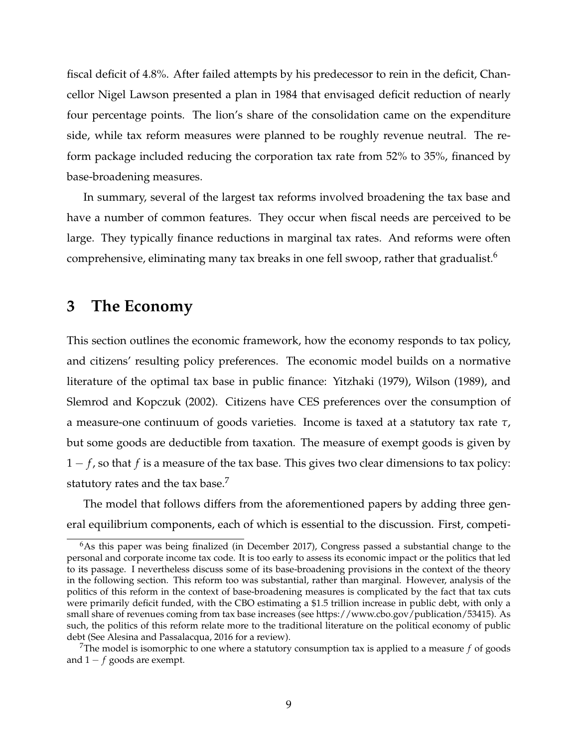fiscal deficit of 4.8%. After failed attempts by his predecessor to rein in the deficit, Chancellor Nigel Lawson presented a plan in 1984 that envisaged deficit reduction of nearly four percentage points. The lion's share of the consolidation came on the expenditure side, while tax reform measures were planned to be roughly revenue neutral. The reform package included reducing the corporation tax rate from 52% to 35%, financed by base-broadening measures.

In summary, several of the largest tax reforms involved broadening the tax base and have a number of common features. They occur when fiscal needs are perceived to be large. They typically finance reductions in marginal tax rates. And reforms were often comprehensive, eliminating many tax breaks in one fell swoop, rather that gradualist.[6]

# 3 The Economy

This section outlines the economic framework, how the economy responds to tax policy, and citizens' resulting policy preferences. The economic model builds on a normative literature of the optimal tax base in public finance: Yitzhaki (1979), Wilson (1989), and Slemrod and Kopczuk (2002). Citizens have CES preferences over the consumption of a measure-one continuum of goods varieties. Income is taxed at a statutory tax rate $\tau$, but some goods are deductible from taxation. The measure of exempt goods is given by $1 - f$, so that $f$ is a measure of the tax base. This gives two clear dimensions to tax policy: statutory rates and the tax base.[7]

The model that follows differs from the aforementioned papers by adding three general equilibrium components, each of which is essential to the discussion. First, competi-

[6] As this paper was being finalized (in December 2017), Congress passed a substantial change to the personal and corporate income tax code. It is too early to assess its economic impact or the politics that led to its passage. I nevertheless discuss some of its base-broadening provisions in the context of the theory in the following section. This reform too was substantial, rather than marginal. However, analysis of the politics of this reform in the context of base-broadening measures is complicated by the fact that tax cuts were primarily deficit funded, with the CBO estimating a $1.5 trillion increase in public debt, with only a small share of revenues coming from tax base increases (see https://www.cbo.gov/publication/53415). As such, the politics of this reform relate more to the traditional literature on the political economy of public debt (See Alesina and Passalacqua, 2016 for a review).

[7] The model is isomorphic to one where a statutory consumption tax is applied to a measure $f$ of goods and $1 - f$ goods are exempt.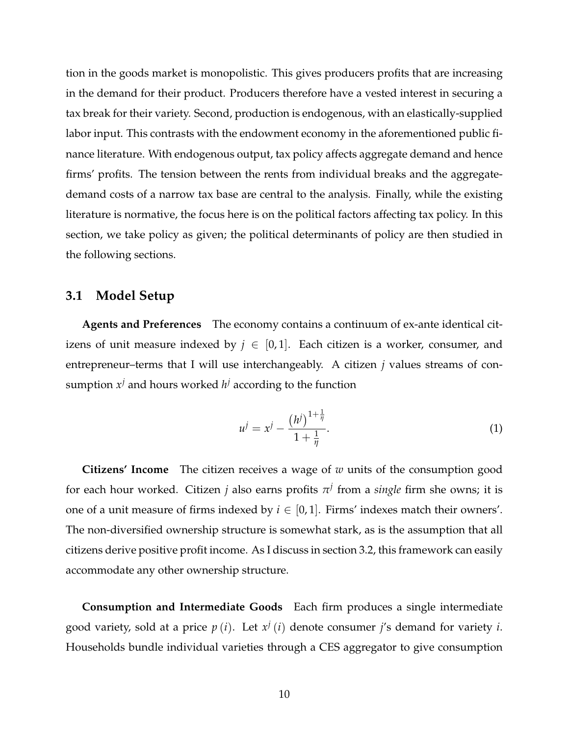tion in the goods market is monopolistic. This gives producers profits that are increasing in the demand for their product. Producers therefore have a vested interest in securing a tax break for their variety. Second, production is endogenous, with an elastically-supplied labor input. This contrasts with the endowment economy in the aforementioned public finance literature. With endogenous output, tax policy affects aggregate demand and hence firms' profits. The tension between the rents from individual breaks and the aggregate-demand costs of a narrow tax base are central to the analysis. Finally, while the existing literature is normative, the focus here is on the political factors affecting tax policy. In this section, we take policy as given; the political determinants of policy are then studied in the following sections.

### 3.1 Model Setup

**Agents and Preferences** The economy contains a continuum of ex-ante identical citizens of unit measure indexed by $j \in [0,1]$. Each citizen is a worker, consumer, and entrepreneur–terms that I will use interchangeably. A citizen $j$ values streams of consumption $x^j$ and hours worked $h^j$ according to the function

$$u^j = x^j - \frac{\left(h^j\right)^{1+\frac{1}{\eta}}}{1+\frac{1}{\eta}}. \tag{1}$$

**Citizens' Income** The citizen receives a wage of $w$ units of the consumption good for each hour worked. Citizen $j$ also earns profits $\pi^j$ from a *single* firm she owns; it is one of a unit measure of firms indexed by $i \in [0,1]$. Firms' indexes match their owners'. The non-diversified ownership structure is somewhat stark, as is the assumption that all citizens derive positive profit income. As I discuss in section 3.2, this framework can easily accommodate any other ownership structure.

**Consumption and Intermediate Goods** Each firm produces a single intermediate good variety, sold at a price $p(i)$. Let $x^j(i)$ denote consumer $j$'s demand for variety $i$. Households bundle individual varieties through a CES aggregator to give consumption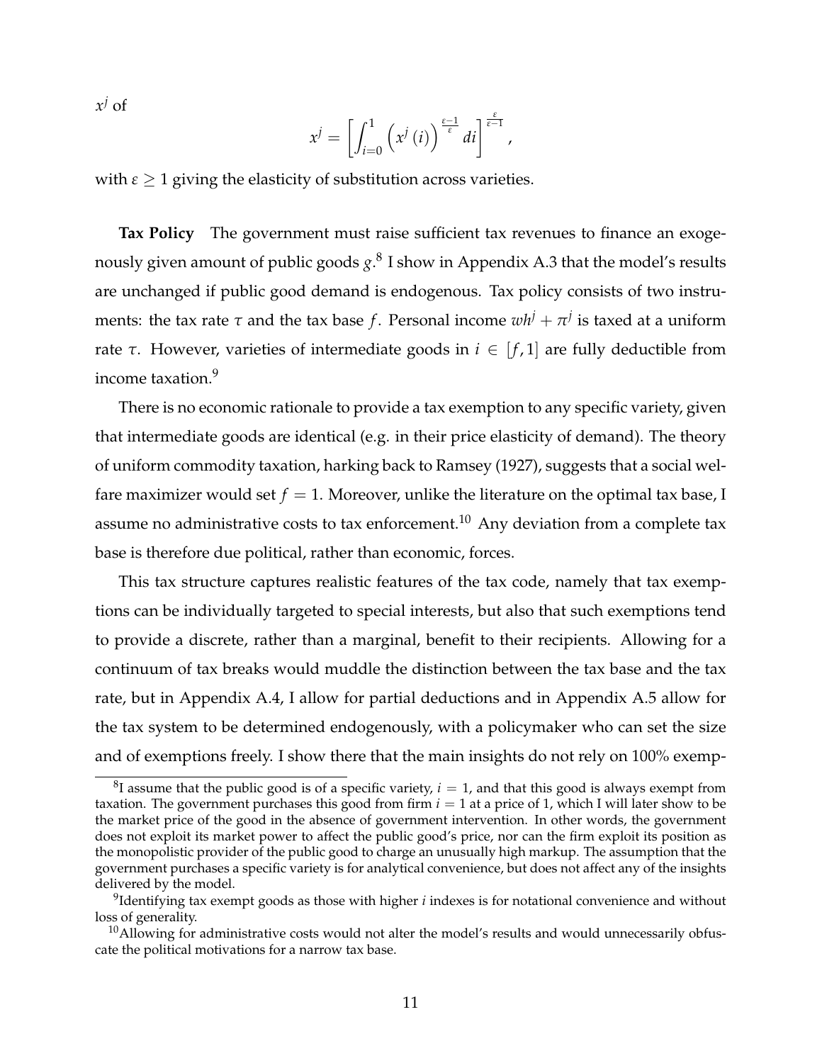$x^j$ of

$$x^j = \left[ \int_{i=0}^{1} \left( x^j(i) \right)^{\frac{\varepsilon - 1}{\varepsilon}} di \right]^{\frac{\varepsilon}{\varepsilon - 1}},$$

with $\varepsilon \geq 1$ giving the elasticity of substitution across varieties.

**Tax Policy** The government must raise sufficient tax revenues to finance an exogenously given amount of public goods $g$.[8] I show in Appendix A.3 that the model's results are unchanged if public good demand is endogenous. Tax policy consists of two instruments: the tax rate $\tau$ and the tax base $f$. Personal income $wh^j + \pi^j$ is taxed at a uniform rate $\tau$. However, varieties of intermediate goods in $i \in [f, 1]$ are fully deductible from income taxation.[9]

There is no economic rationale to provide a tax exemption to any specific variety, given that intermediate goods are identical (e.g. in their price elasticity of demand). The theory of uniform commodity taxation, harking back to Ramsey (1927), suggests that a social welfare maximizer would set $f = 1$. Moreover, unlike the literature on the optimal tax base, I assume no administrative costs to tax enforcement.[10] Any deviation from a complete tax base is therefore due political, rather than economic, forces.

This tax structure captures realistic features of the tax code, namely that tax exemptions can be individually targeted to special interests, but also that such exemptions tend to provide a discrete, rather than a marginal, benefit to their recipients. Allowing for a continuum of tax breaks would muddle the distinction between the tax base and the tax rate, but in Appendix A.4, I allow for partial deductions and in Appendix A.5 allow for the tax system to be determined endogenously, with a policymaker who can set the size and of exemptions freely. I show there that the main insights do not rely on 100% exemp-

[8] I assume that the public good is of a specific variety, $i = 1$, and that this good is always exempt from taxation. The government purchases this good from firm $i = 1$ at a price of 1, which I will later show to be the market price of the good in the absence of government intervention. In other words, the government does not exploit its market power to affect the public good's price, nor can the firm exploit its position as the monopolistic provider of the public good to charge an unusually high markup. The assumption that the government purchases a specific variety is for analytical convenience, but does not affect any of the insights delivered by the model.

[9] Identifying tax exempt goods as those with higher $i$ indexes is for notational convenience and without loss of generality.

[10] Allowing for administrative costs would not alter the model's results and would unnecessarily obfuscate the political motivations for a narrow tax base.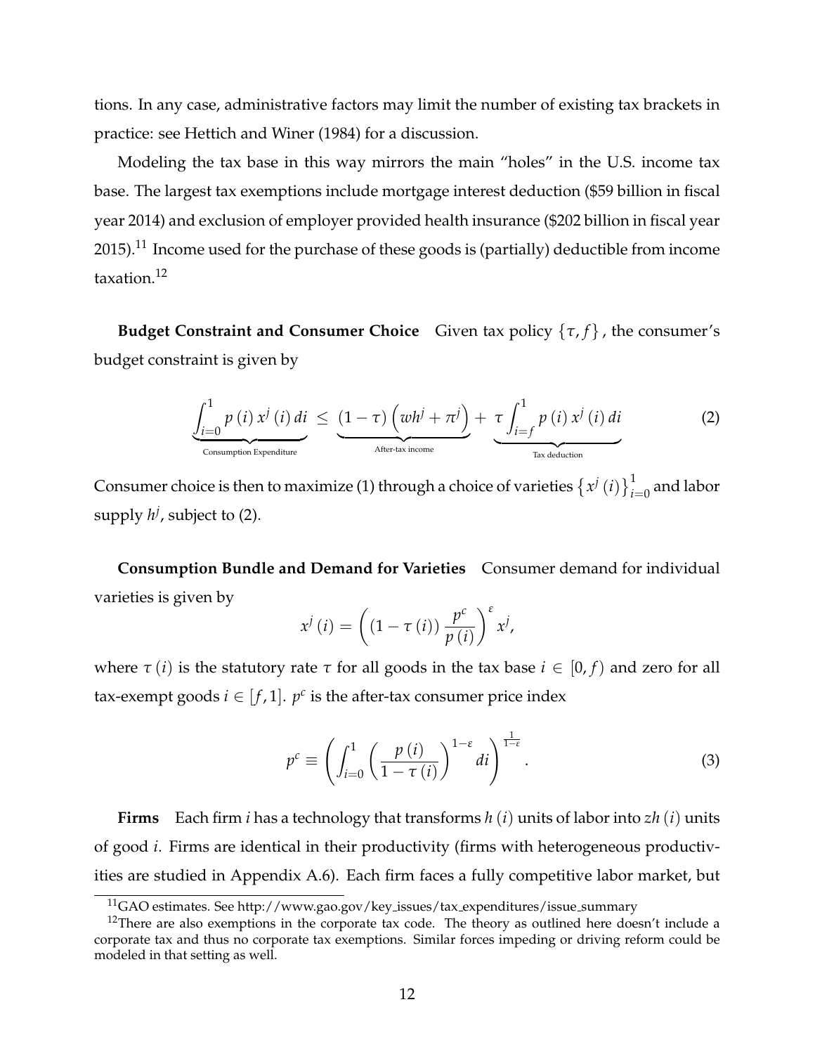tions. In any case, administrative factors may limit the number of existing tax brackets in practice: see Hettich and Winer (1984) for a discussion.

Modeling the tax base in this way mirrors the main "holes" in the U.S. income tax base. The largest tax exemptions include mortgage interest deduction (\$59 billion in fiscal year 2014) and exclusion of employer provided health insurance (\$202 billion in fiscal year 2015).[11] Income used for the purchase of these goods is (partially) deductible from income taxation.[12]

**Budget Constraint and Consumer Choice** Given tax policy $\{\tau, f\}$, the consumer's budget constraint is given by

$$\underbrace{\int_{i=0}^{1} p(i)\, x^j(i)\, di}_{\text{Consumption Expenditure}} \leq \underbrace{(1-\tau)\left(wh^j + \pi^j\right)}_{\text{After-tax income}} + \underbrace{\tau \int_{i=f}^{1} p(i)\, x^j(i)\, di}_{\text{Tax deduction}} \tag{2}$$

Consumer choice is then to maximize (1) through a choice of varieties $\left\{x^j(i)\right\}_{i=0}^{1}$ and labor supply $h^j$, subject to (2).

**Consumption Bundle and Demand for Varieties** Consumer demand for individual varieties is given by

$$x^j(i) = \left((1-\tau(i))\frac{p^c}{p(i)}\right)^{\varepsilon} x^j,$$

where $\tau(i)$ is the statutory rate $\tau$ for all goods in the tax base $i \in [0, f)$ and zero for all tax-exempt goods $i \in [f, 1]$. $p^c$ is the after-tax consumer price index

$$p^c \equiv \left(\int_{i=0}^{1}\left(\frac{p(i)}{1-\tau(i)}\right)^{1-\varepsilon} di\right)^{\frac{1}{1-\varepsilon}}. \tag{3}$$

**Firms** Each firm $i$ has a technology that transforms $h(i)$ units of labor into $zh(i)$ units of good $i$. Firms are identical in their productivity (firms with heterogeneous productivities are studied in Appendix A.6). Each firm faces a fully competitive labor market, but

[11] GAO estimates. See http://www.gao.gov/key_issues/tax_expenditures/issue_summary

[12] There are also exemptions in the corporate tax code. The theory as outlined here doesn't include a corporate tax and thus no corporate tax exemptions. Similar forces impeding or driving reform could be modeled in that setting as well.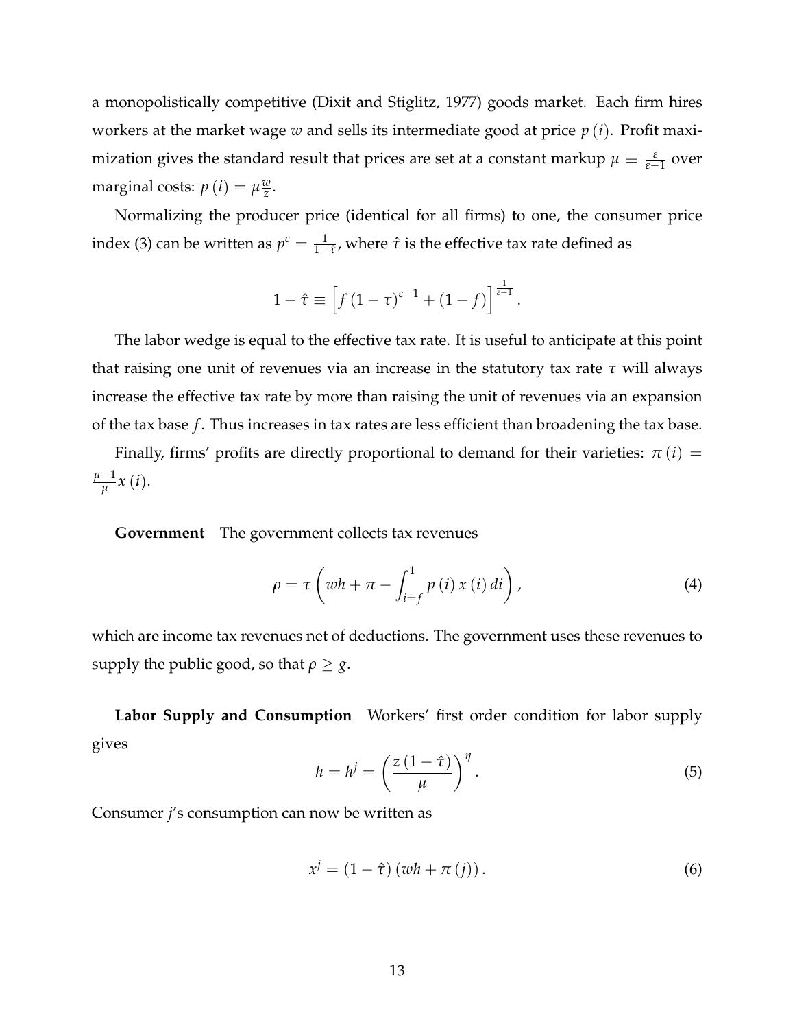a monopolistically competitive (Dixit and Stiglitz, 1977) goods market. Each firm hires workers at the market wage $w$ and sells its intermediate good at price $p(i)$. Profit maximization gives the standard result that prices are set at a constant markup $\mu \equiv \frac{\varepsilon}{\varepsilon-1}$ over marginal costs: $p(i) = \mu \frac{w}{z}$.

Normalizing the producer price (identical for all firms) to one, the consumer price index (3) can be written as $p^c = \frac{1}{1-\hat{\tau}}$, where $\hat{\tau}$ is the effective tax rate defined as

$$1 - \hat{\tau} \equiv \left[ f (1-\tau)^{\varepsilon - 1} + (1-f) \right]^{\frac{1}{\varepsilon - 1}}.$$

The labor wedge is equal to the effective tax rate. It is useful to anticipate at this point that raising one unit of revenues via an increase in the statutory tax rate $\tau$ will always increase the effective tax rate by more than raising the unit of revenues via an expansion of the tax base $f$. Thus increases in tax rates are less efficient than broadening the tax base.

Finally, firms' profits are directly proportional to demand for their varieties: $\pi(i) = \frac{\mu - 1}{\mu} x(i)$.

**Government** The government collects tax revenues

$$\rho = \tau \left( wh + \pi - \int_{i=f}^{1} p(i)\, x(i)\, di \right), \tag{4}$$

which are income tax revenues net of deductions. The government uses these revenues to supply the public good, so that $\rho \geq g$.

**Labor Supply and Consumption** Workers' first order condition for labor supply gives

$$h = h^j = \left( \frac{z(1-\hat{\tau})}{\mu} \right)^{\eta}. \tag{5}$$

Consumer $j$'s consumption can now be written as

$$x^j = (1-\hat{\tau})(wh + \pi(j)). \tag{6}$$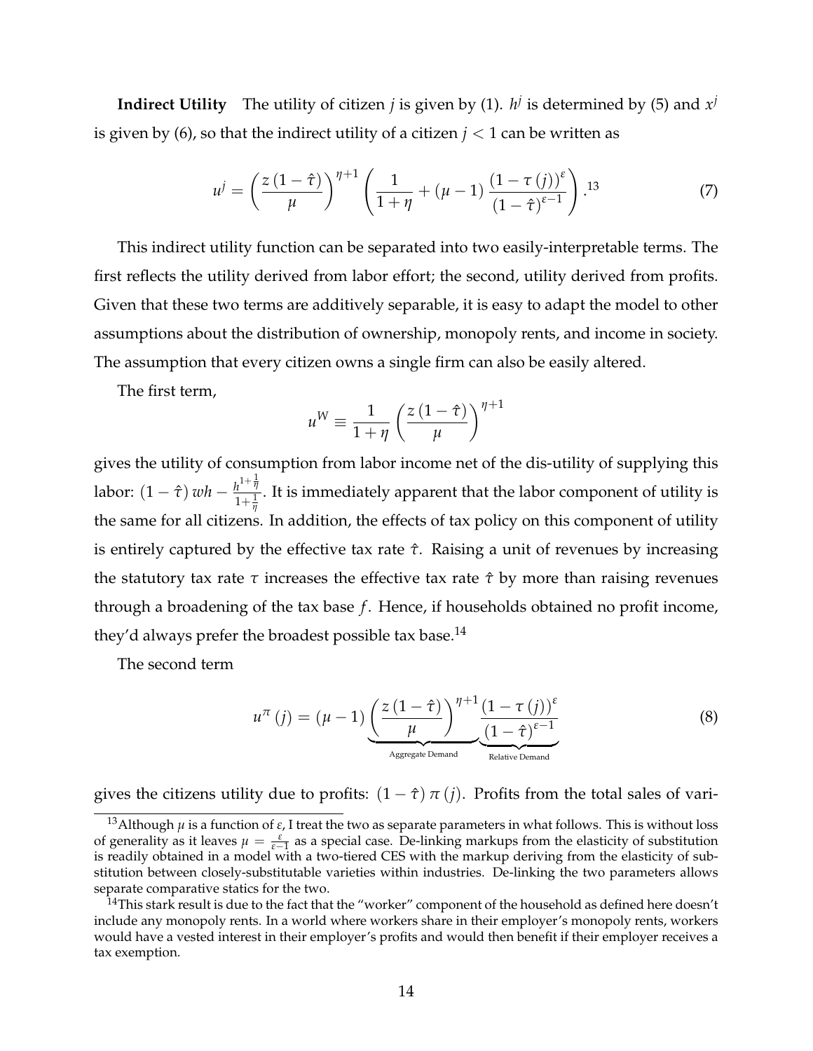**Indirect Utility** The utility of citizen $j$ is given by (1). $h^j$ is determined by (5) and $x^j$ is given by (6), so that the indirect utility of a citizen $j < 1$ can be written as

$$u^j = \left(\frac{z(1-\hat{\tau})}{\mu}\right)^{\eta+1}\left(\frac{1}{1+\eta} + (\mu - 1)\frac{(1-\tau(j))^{\varepsilon}}{(1-\hat{\tau})^{\varepsilon-1}}\right).[13] \tag{7}$$

This indirect utility function can be separated into two easily-interpretable terms. The first reflects the utility derived from labor effort; the second, utility derived from profits. Given that these two terms are additively separable, it is easy to adapt the model to other assumptions about the distribution of ownership, monopoly rents, and income in society. The assumption that every citizen owns a single firm can also be easily altered.

The first term,

$$u^W \equiv \frac{1}{1+\eta}\left(\frac{z(1-\hat{\tau})}{\mu}\right)^{\eta+1}$$

gives the utility of consumption from labor income net of the dis-utility of supplying this labor: $(1-\hat{\tau})wh - \frac{h^{1+\frac{1}{\eta}}}{1+\frac{1}{\eta}}$. It is immediately apparent that the labor component of utility is the same for all citizens. In addition, the effects of tax policy on this component of utility is entirely captured by the effective tax rate $\hat{\tau}$. Raising a unit of revenues by increasing the statutory tax rate $\tau$ increases the effective tax rate $\hat{\tau}$ by more than raising revenues through a broadening of the tax base $f$. Hence, if households obtained no profit income, they'd always prefer the broadest possible tax base.[14]

The second term

$$u^{\pi}(j) = (\mu - 1)\underbrace{\left(\frac{z(1-\hat{\tau})}{\mu}\right)^{\eta+1}}_{\text{Aggregate Demand}}\underbrace{\frac{(1-\tau(j))^{\varepsilon}}{(1-\hat{\tau})^{\varepsilon-1}}}_{\text{Relative Demand}} \tag{8}$$

gives the citizens utility due to profits: $(1-\hat{\tau})\pi(j)$. Profits from the total sales of vari-

[13] Although $\mu$ is a function of $\varepsilon$, I treat the two as separate parameters in what follows. This is without loss of generality as it leaves $\mu = \frac{\varepsilon}{\varepsilon-1}$ as a special case. De-linking markups from the elasticity of substitution is readily obtained in a model with a two-tiered CES with the markup deriving from the elasticity of substitution between closely-substitutable varieties within industries. De-linking the two parameters allows separate comparative statics for the two.

[14] This stark result is due to the fact that the "worker" component of the household as defined here doesn't include any monopoly rents. In a world where workers share in their employer's monopoly rents, workers would have a vested interest in their employer's profits and would then benefit if their employer receives a tax exemption.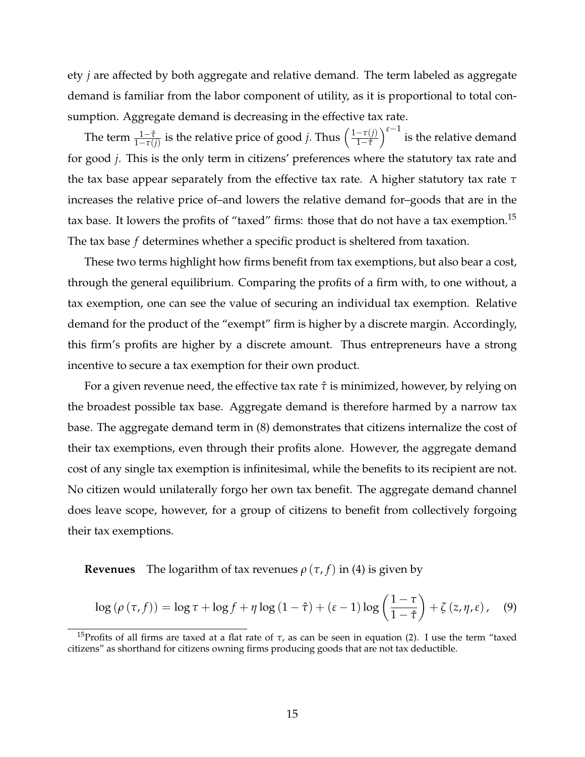ety $j$ are affected by both aggregate and relative demand. The term labeled as aggregate demand is familiar from the labor component of utility, as it is proportional to total consumption. Aggregate demand is decreasing in the effective tax rate.

The term $\frac{1-\hat{\tau}}{1-\tau(j)}$ is the relative price of good $j$. Thus $\left(\frac{1-\tau(j)}{1-\hat{\tau}}\right)^{\varepsilon-1}$ is the relative demand for good $j$. This is the only term in citizens' preferences where the statutory tax rate and the tax base appear separately from the effective tax rate. A higher statutory tax rate $\tau$ increases the relative price of–and lowers the relative demand for–goods that are in the tax base. It lowers the profits of "taxed" firms: those that do not have a tax exemption.[15] The tax base $f$ determines whether a specific product is sheltered from taxation.

These two terms highlight how firms benefit from tax exemptions, but also bear a cost, through the general equilibrium. Comparing the profits of a firm with, to one without, a tax exemption, one can see the value of securing an individual tax exemption. Relative demand for the product of the "exempt" firm is higher by a discrete margin. Accordingly, this firm's profits are higher by a discrete amount. Thus entrepreneurs have a strong incentive to secure a tax exemption for their own product.

For a given revenue need, the effective tax rate $\hat{\tau}$ is minimized, however, by relying on the broadest possible tax base. Aggregate demand is therefore harmed by a narrow tax base. The aggregate demand term in (8) demonstrates that citizens internalize the cost of their tax exemptions, even through their profits alone. However, the aggregate demand cost of any single tax exemption is infinitesimal, while the benefits to its recipient are not. No citizen would unilaterally forgo her own tax benefit. The aggregate demand channel does leave scope, however, for a group of citizens to benefit from collectively forgoing their tax exemptions.

**Revenues** The logarithm of tax revenues $\rho(\tau, f)$ in (4) is given by

$$\log(\rho(\tau, f)) = \log\tau + \log f + \eta\log(1-\hat{\tau}) + (\varepsilon - 1)\log\left(\frac{1-\tau}{1-\hat{\tau}}\right) + \zeta(z, \eta, \varepsilon), \quad (9)$$

[15] Profits of all firms are taxed at a flat rate of $\tau$, as can be seen in equation (2). I use the term "taxed citizens" as shorthand for citizens owning firms producing goods that are not tax deductible.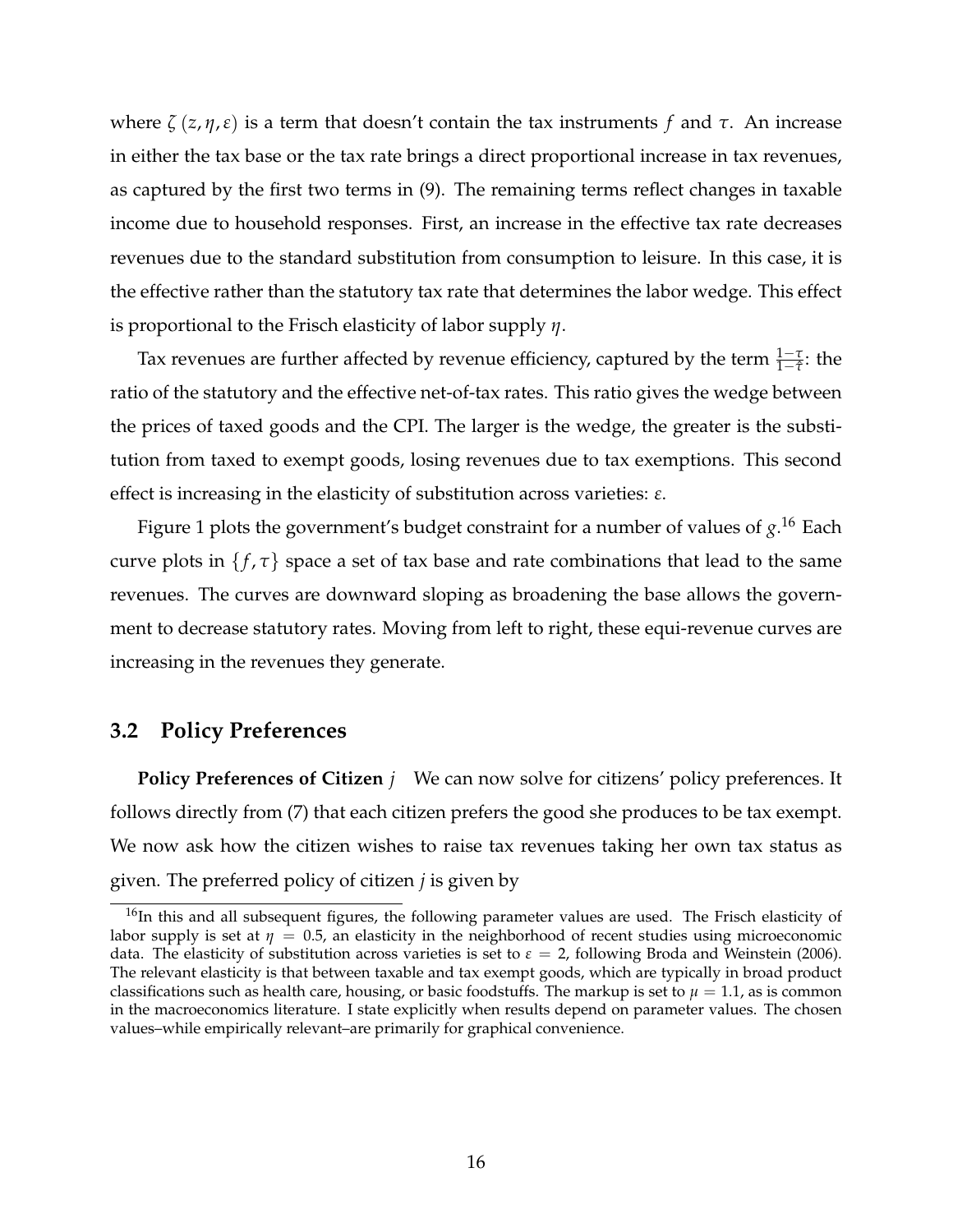where $\zeta(z, \eta, \varepsilon)$ is a term that doesn't contain the tax instruments $f$ and $\tau$. An increase in either the tax base or the tax rate brings a direct proportional increase in tax revenues, as captured by the first two terms in (9). The remaining terms reflect changes in taxable income due to household responses. First, an increase in the effective tax rate decreases revenues due to the standard substitution from consumption to leisure. In this case, it is the effective rather than the statutory tax rate that determines the labor wedge. This effect is proportional to the Frisch elasticity of labor supply $\eta$.

Tax revenues are further affected by revenue efficiency, captured by the term $\frac{1-\tau}{1-\bar{\tau}}$: the ratio of the statutory and the effective net-of-tax rates. This ratio gives the wedge between the prices of taxed goods and the CPI. The larger is the wedge, the greater is the substitution from taxed to exempt goods, losing revenues due to tax exemptions. This second effect is increasing in the elasticity of substitution across varieties: $\varepsilon$.

Figure 1 plots the government's budget constraint for a number of values of $g$.[16] Each curve plots in $\{f, \tau\}$ space a set of tax base and rate combinations that lead to the same revenues. The curves are downward sloping as broadening the base allows the government to decrease statutory rates. Moving from left to right, these equi-revenue curves are increasing in the revenues they generate.

## 3.2 Policy Preferences

**Policy Preferences of Citizen** $j$ We can now solve for citizens' policy preferences. It follows directly from (7) that each citizen prefers the good she produces to be tax exempt. We now ask how the citizen wishes to raise tax revenues taking her own tax status as given. The preferred policy of citizen $j$ is given by

[16] In this and all subsequent figures, the following parameter values are used. The Frisch elasticity of labor supply is set at $\eta = 0.5$, an elasticity in the neighborhood of recent studies using microeconomic data. The elasticity of substitution across varieties is set to $\varepsilon = 2$, following Broda and Weinstein (2006). The relevant elasticity is that between taxable and tax exempt goods, which are typically in broad product classifications such as health care, housing, or basic foodstuffs. The markup is set to $\mu = 1.1$, as is common in the macroeconomics literature. I state explicitly when results depend on parameter values. The chosen values–while empirically relevant–are primarily for graphical convenience.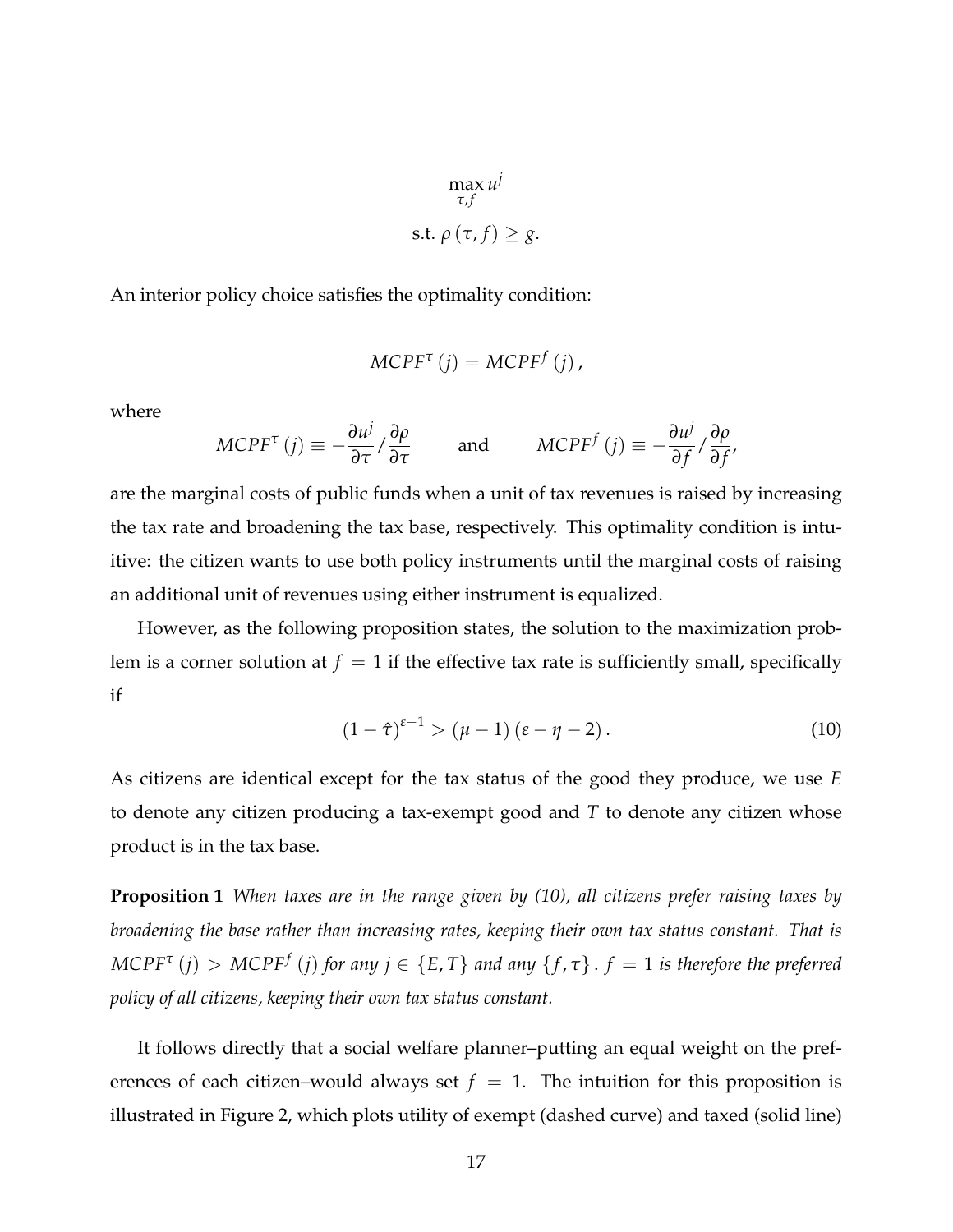$$\max_{\tau, f} u^j$$
$$\text{s.t. } \rho(\tau, f) \geq g.$$

An interior policy choice satisfies the optimality condition:

$$MCPF^{\tau}(j) = MCPF^{f}(j),$$

where

$$MCPF^{\tau}(j) \equiv -\frac{\partial u^j}{\partial \tau} / \frac{\partial \rho}{\partial \tau} \qquad \text{and} \qquad MCPF^{f}(j) \equiv -\frac{\partial u^j}{\partial f} / \frac{\partial \rho}{\partial f},$$

are the marginal costs of public funds when a unit of tax revenues is raised by increasing the tax rate and broadening the tax base, respectively. This optimality condition is intuitive: the citizen wants to use both policy instruments until the marginal costs of raising an additional unit of revenues using either instrument is equalized.

However, as the following proposition states, the solution to the maximization problem is a corner solution at $f = 1$ if the effective tax rate is sufficiently small, specifically if

$$(1 - \hat{\tau})^{\varepsilon - 1} > (\mu - 1)(\varepsilon - \eta - 2). \tag{10}$$

As citizens are identical except for the tax status of the good they produce, we use $E$ to denote any citizen producing a tax-exempt good and $T$ to denote any citizen whose product is in the tax base.

**Proposition 1** *When taxes are in the range given by (10), all citizens prefer raising taxes by broadening the base rather than increasing rates, keeping their own tax status constant. That is* $MCPF^{\tau}(j) > MCPF^{f}(j)$ *for any* $j \in \{E, T\}$ *and any* $\{f, \tau\}$. $f = 1$ *is therefore the preferred policy of all citizens, keeping their own tax status constant.*

It follows directly that a social welfare planner–putting an equal weight on the preferences of each citizen–would always set $f = 1$. The intuition for this proposition is illustrated in Figure 2, which plots utility of exempt (dashed curve) and taxed (solid line)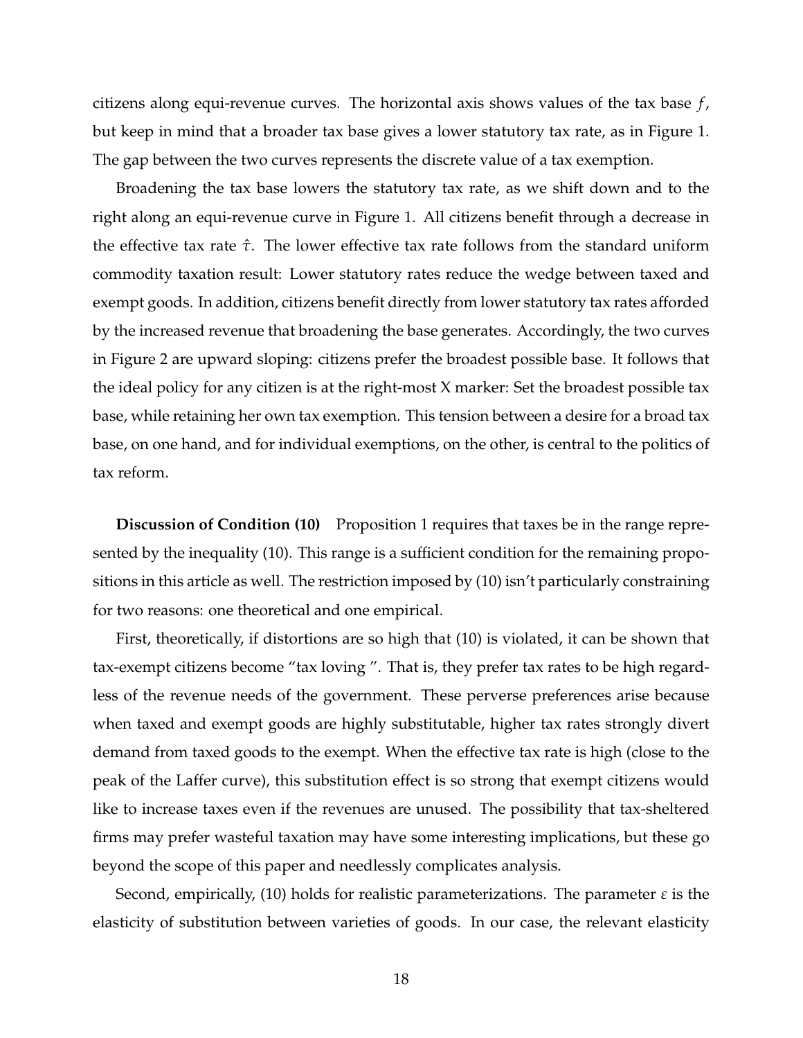citizens along equi-revenue curves. The horizontal axis shows values of the tax base $f$, but keep in mind that a broader tax base gives a lower statutory tax rate, as in Figure 1. The gap between the two curves represents the discrete value of a tax exemption.

Broadening the tax base lowers the statutory tax rate, as we shift down and to the right along an equi-revenue curve in Figure 1. All citizens benefit through a decrease in the effective tax rate $\hat{\tau}$. The lower effective tax rate follows from the standard uniform commodity taxation result: Lower statutory rates reduce the wedge between taxed and exempt goods. In addition, citizens benefit directly from lower statutory tax rates afforded by the increased revenue that broadening the base generates. Accordingly, the two curves in Figure 2 are upward sloping: citizens prefer the broadest possible base. It follows that the ideal policy for any citizen is at the right-most X marker: Set the broadest possible tax base, while retaining her own tax exemption. This tension between a desire for a broad tax base, on one hand, and for individual exemptions, on the other, is central to the politics of tax reform.

**Discussion of Condition (10)** Proposition 1 requires that taxes be in the range represented by the inequality (10). This range is a sufficient condition for the remaining propositions in this article as well. The restriction imposed by (10) isn't particularly constraining for two reasons: one theoretical and one empirical.

First, theoretically, if distortions are so high that (10) is violated, it can be shown that tax-exempt citizens become "tax loving ". That is, they prefer tax rates to be high regardless of the revenue needs of the government. These perverse preferences arise because when taxed and exempt goods are highly substitutable, higher tax rates strongly divert demand from taxed goods to the exempt. When the effective tax rate is high (close to the peak of the Laffer curve), this substitution effect is so strong that exempt citizens would like to increase taxes even if the revenues are unused. The possibility that tax-sheltered firms may prefer wasteful taxation may have some interesting implications, but these go beyond the scope of this paper and needlessly complicates analysis.

Second, empirically, (10) holds for realistic parameterizations. The parameter $\varepsilon$ is the elasticity of substitution between varieties of goods. In our case, the relevant elasticity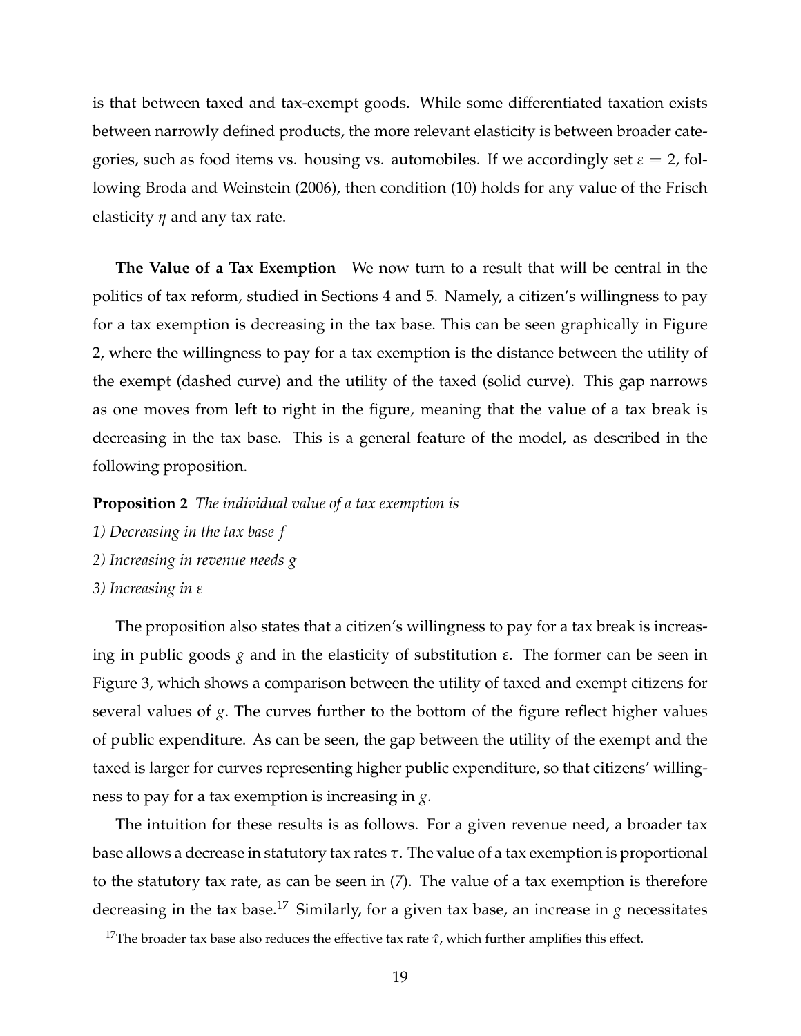is that between taxed and tax-exempt goods. While some differentiated taxation exists between narrowly defined products, the more relevant elasticity is between broader categories, such as food items vs. housing vs. automobiles. If we accordingly set $\varepsilon = 2$, following Broda and Weinstein (2006), then condition (10) holds for any value of the Frisch elasticity $\eta$ and any tax rate.

**The Value of a Tax Exemption** We now turn to a result that will be central in the politics of tax reform, studied in Sections 4 and 5. Namely, a citizen's willingness to pay for a tax exemption is decreasing in the tax base. This can be seen graphically in Figure 2, where the willingness to pay for a tax exemption is the distance between the utility of the exempt (dashed curve) and the utility of the taxed (solid curve). This gap narrows as one moves from left to right in the figure, meaning that the value of a tax break is decreasing in the tax base. This is a general feature of the model, as described in the following proposition.

**Proposition 2** *The individual value of a tax exemption is*

*1) Decreasing in the tax base $f$*

*2) Increasing in revenue needs $g$*

*3) Increasing in $\varepsilon$*

The proposition also states that a citizen's willingness to pay for a tax break is increasing in public goods $g$ and in the elasticity of substitution $\varepsilon$. The former can be seen in Figure 3, which shows a comparison between the utility of taxed and exempt citizens for several values of $g$. The curves further to the bottom of the figure reflect higher values of public expenditure. As can be seen, the gap between the utility of the exempt and the taxed is larger for curves representing higher public expenditure, so that citizens' willingness to pay for a tax exemption is increasing in $g$.

The intuition for these results is as follows. For a given revenue need, a broader tax base allows a decrease in statutory tax rates $\tau$. The value of a tax exemption is proportional to the statutory tax rate, as can be seen in (7). The value of a tax exemption is therefore decreasing in the tax base.[17] Similarly, for a given tax base, an increase in $g$ necessitates

[17] The broader tax base also reduces the effective tax rate $\hat{\tau}$, which further amplifies this effect.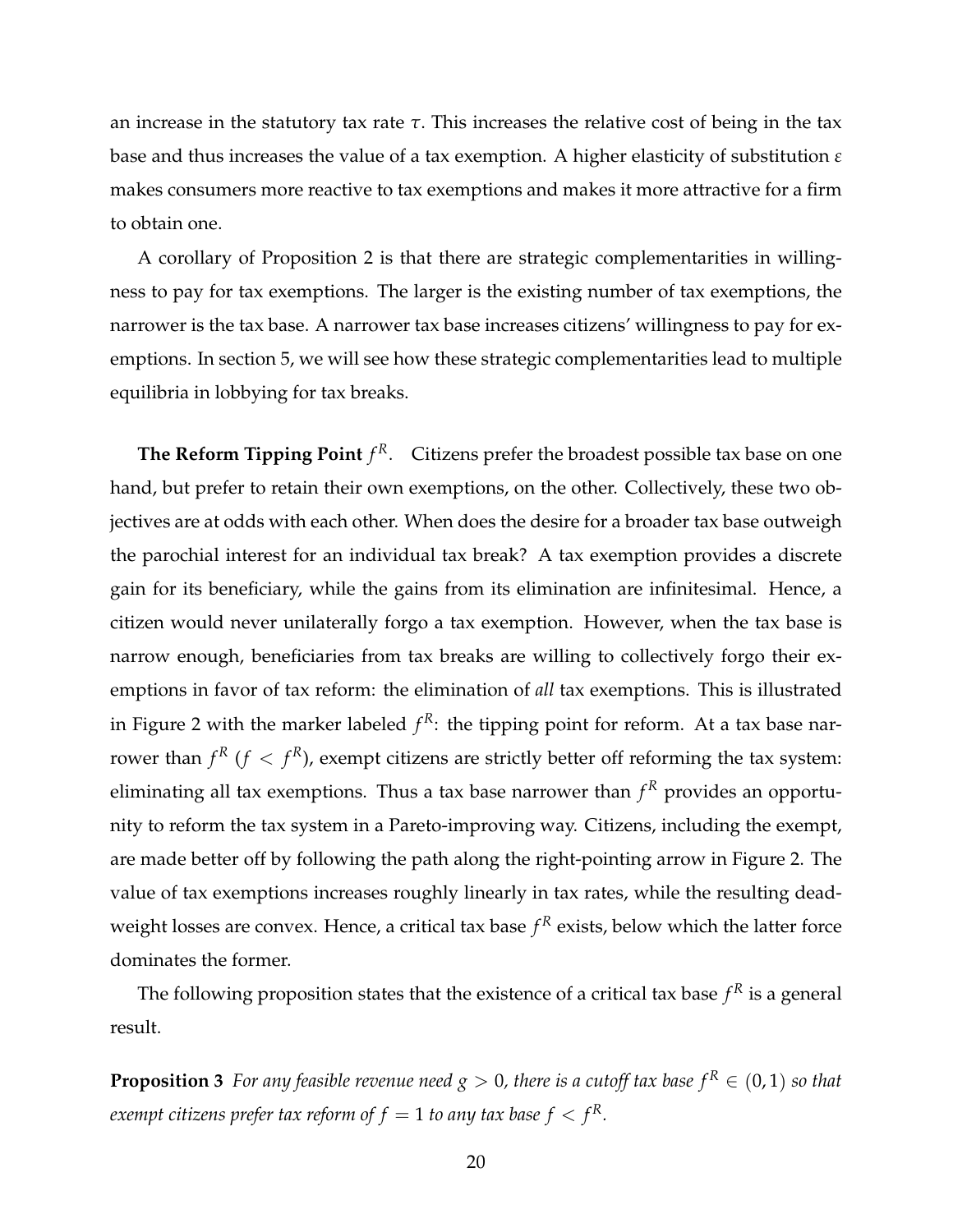an increase in the statutory tax rate $\tau$. This increases the relative cost of being in the tax base and thus increases the value of a tax exemption. A higher elasticity of substitution $\varepsilon$ makes consumers more reactive to tax exemptions and makes it more attractive for a firm to obtain one.

A corollary of Proposition 2 is that there are strategic complementarities in willingness to pay for tax exemptions. The larger is the existing number of tax exemptions, the narrower is the tax base. A narrower tax base increases citizens' willingness to pay for exemptions. In section 5, we will see how these strategic complementarities lead to multiple equilibria in lobbying for tax breaks.

**The Reform Tipping Point $f^R$.** Citizens prefer the broadest possible tax base on one hand, but prefer to retain their own exemptions, on the other. Collectively, these two objectives are at odds with each other. When does the desire for a broader tax base outweigh the parochial interest for an individual tax break? A tax exemption provides a discrete gain for its beneficiary, while the gains from its elimination are infinitesimal. Hence, a citizen would never unilaterally forgo a tax exemption. However, when the tax base is narrow enough, beneficiaries from tax breaks are willing to collectively forgo their exemptions in favor of tax reform: the elimination of *all* tax exemptions. This is illustrated in Figure 2 with the marker labeled $f^R$: the tipping point for reform. At a tax base narrower than $f^R$ ($f < f^R$), exempt citizens are strictly better off reforming the tax system: eliminating all tax exemptions. Thus a tax base narrower than $f^R$ provides an opportunity to reform the tax system in a Pareto-improving way. Citizens, including the exempt, are made better off by following the path along the right-pointing arrow in Figure 2. The value of tax exemptions increases roughly linearly in tax rates, while the resulting deadweight losses are convex. Hence, a critical tax base $f^R$ exists, below which the latter force dominates the former.

The following proposition states that the existence of a critical tax base $f^R$ is a general result.

**Proposition 3** *For any feasible revenue need $g > 0$, there is a cutoff tax base $f^R \in (0, 1)$ so that exempt citizens prefer tax reform of $f = 1$ to any tax base $f < f^R$.*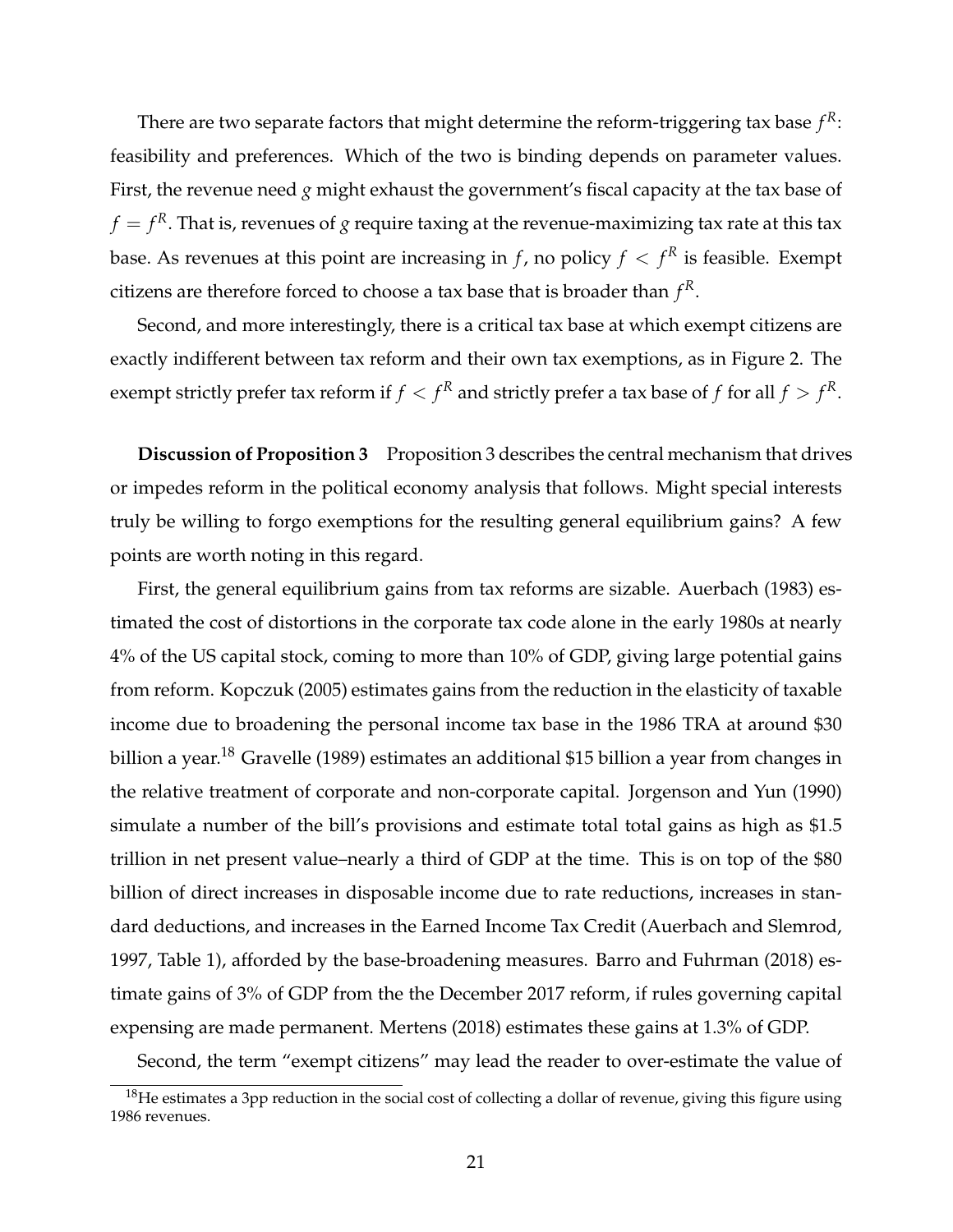There are two separate factors that might determine the reform-triggering tax base $f^R$: feasibility and preferences. Which of the two is binding depends on parameter values. First, the revenue need $g$ might exhaust the government's fiscal capacity at the tax base of $f = f^R$. That is, revenues of $g$ require taxing at the revenue-maximizing tax rate at this tax base. As revenues at this point are increasing in $f$, no policy $f < f^R$ is feasible. Exempt citizens are therefore forced to choose a tax base that is broader than $f^R$.

Second, and more interestingly, there is a critical tax base at which exempt citizens are exactly indifferent between tax reform and their own tax exemptions, as in Figure 2. The exempt strictly prefer tax reform if $f < f^R$ and strictly prefer a tax base of $f$ for all $f > f^R$.

**Discussion of Proposition 3** Proposition 3 describes the central mechanism that drives or impedes reform in the political economy analysis that follows. Might special interests truly be willing to forgo exemptions for the resulting general equilibrium gains? A few points are worth noting in this regard.

First, the general equilibrium gains from tax reforms are sizable. Auerbach (1983) estimated the cost of distortions in the corporate tax code alone in the early 1980s at nearly 4% of the US capital stock, coming to more than 10% of GDP, giving large potential gains from reform. Kopczuk (2005) estimates gains from the reduction in the elasticity of taxable income due to broadening the personal income tax base in the 1986 TRA at around \$30 billion a year.[18] Gravelle (1989) estimates an additional \$15 billion a year from changes in the relative treatment of corporate and non-corporate capital. Jorgenson and Yun (1990) simulate a number of the bill's provisions and estimate total total gains as high as \$1.5 trillion in net present value–nearly a third of GDP at the time. This is on top of the \$80 billion of direct increases in disposable income due to rate reductions, increases in standard deductions, and increases in the Earned Income Tax Credit (Auerbach and Slemrod, 1997, Table 1), afforded by the base-broadening measures. Barro and Fuhrman (2018) estimate gains of 3% of GDP from the the December 2017 reform, if rules governing capital expensing are made permanent. Mertens (2018) estimates these gains at 1.3% of GDP.

Second, the term "exempt citizens" may lead the reader to over-estimate the value of

[18] He estimates a 3pp reduction in the social cost of collecting a dollar of revenue, giving this figure using 1986 revenues.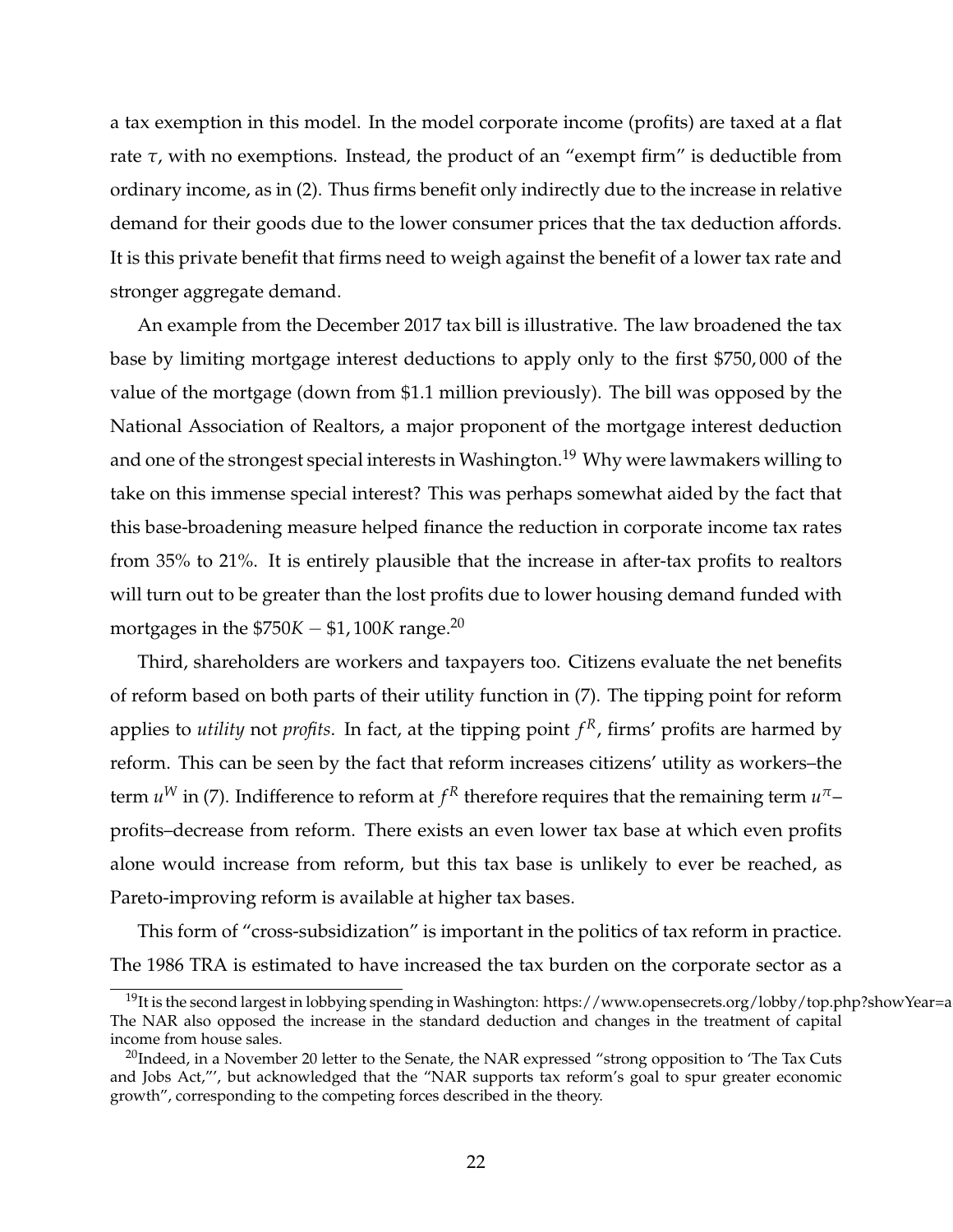a tax exemption in this model. In the model corporate income (profits) are taxed at a flat rate $\tau$, with no exemptions. Instead, the product of an "exempt firm" is deductible from ordinary income, as in (2). Thus firms benefit only indirectly due to the increase in relative demand for their goods due to the lower consumer prices that the tax deduction affords. It is this private benefit that firms need to weigh against the benefit of a lower tax rate and stronger aggregate demand.

An example from the December 2017 tax bill is illustrative. The law broadened the tax base by limiting mortgage interest deductions to apply only to the first $\$750,000$ of the value of the mortgage (down from \$1.1 million previously). The bill was opposed by the National Association of Realtors, a major proponent of the mortgage interest deduction and one of the strongest special interests in Washington.[19] Why were lawmakers willing to take on this immense special interest? This was perhaps somewhat aided by the fact that this base-broadening measure helped finance the reduction in corporate income tax rates from 35% to 21%. It is entirely plausible that the increase in after-tax profits to realtors will turn out to be greater than the lost profits due to lower housing demand funded with mortgages in the $\$750K - \$1,100K$ range.[20]

Third, shareholders are workers and taxpayers too. Citizens evaluate the net benefits of reform based on both parts of their utility function in (7). The tipping point for reform applies to *utility* not *profits*. In fact, at the tipping point $f^R$, firms' profits are harmed by reform. This can be seen by the fact that reform increases citizens' utility as workers–the term $u^W$ in (7). Indifference to reform at $f^R$ therefore requires that the remaining term $u^\pi$–profits–decrease from reform. There exists an even lower tax base at which even profits alone would increase from reform, but this tax base is unlikely to ever be reached, as Pareto-improving reform is available at higher tax bases.

This form of "cross-subsidization" is important in the politics of tax reform in practice. The 1986 TRA is estimated to have increased the tax burden on the corporate sector as a

[19] It is the second largest in lobbying spending in Washington: https://www.opensecrets.org/lobby/top.php?showYear=a The NAR also opposed the increase in the standard deduction and changes in the treatment of capital income from house sales.

[20] Indeed, in a November 20 letter to the Senate, the NAR expressed "strong opposition to 'The Tax Cuts and Jobs Act,"', but acknowledged that the "NAR supports tax reform's goal to spur greater economic growth", corresponding to the competing forces described in the theory.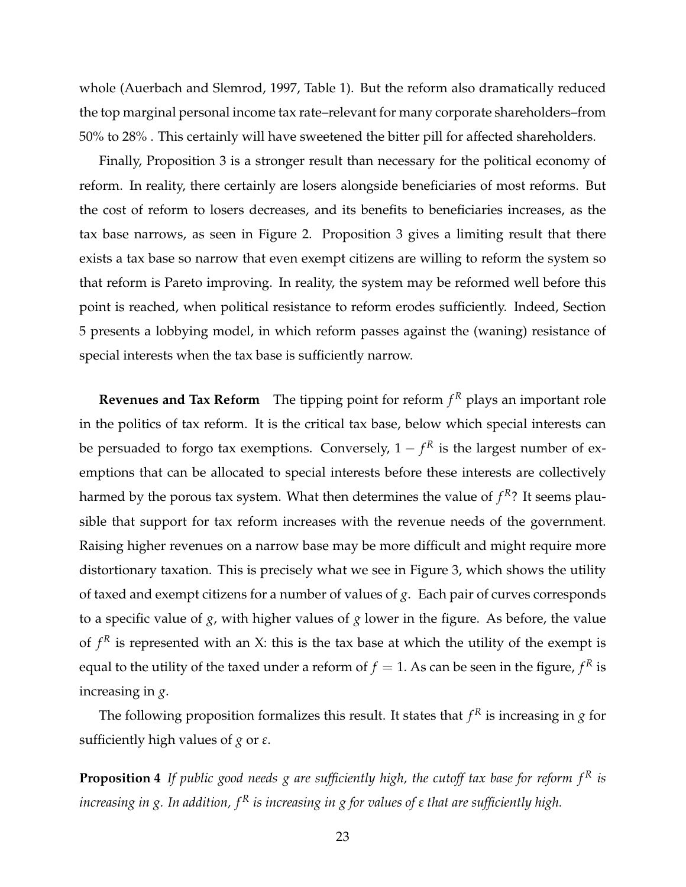whole (Auerbach and Slemrod, 1997, Table 1). But the reform also dramatically reduced the top marginal personal income tax rate–relevant for many corporate shareholders–from 50% to 28% . This certainly will have sweetened the bitter pill for affected shareholders.

Finally, Proposition 3 is a stronger result than necessary for the political economy of reform. In reality, there certainly are losers alongside beneficiaries of most reforms. But the cost of reform to losers decreases, and its benefits to beneficiaries increases, as the tax base narrows, as seen in Figure 2. Proposition 3 gives a limiting result that there exists a tax base so narrow that even exempt citizens are willing to reform the system so that reform is Pareto improving. In reality, the system may be reformed well before this point is reached, when political resistance to reform erodes sufficiently. Indeed, Section 5 presents a lobbying model, in which reform passes against the (waning) resistance of special interests when the tax base is sufficiently narrow.

**Revenues and Tax Reform** The tipping point for reform $f^R$ plays an important role in the politics of tax reform. It is the critical tax base, below which special interests can be persuaded to forgo tax exemptions. Conversely, $1 - f^R$ is the largest number of exemptions that can be allocated to special interests before these interests are collectively harmed by the porous tax system. What then determines the value of $f^R$? It seems plausible that support for tax reform increases with the revenue needs of the government. Raising higher revenues on a narrow base may be more difficult and might require more distortionary taxation. This is precisely what we see in Figure 3, which shows the utility of taxed and exempt citizens for a number of values of $g$. Each pair of curves corresponds to a specific value of $g$, with higher values of $g$ lower in the figure. As before, the value of $f^R$ is represented with an X: this is the tax base at which the utility of the exempt is equal to the utility of the taxed under a reform of $f = 1$. As can be seen in the figure, $f^R$ is increasing in $g$.

The following proposition formalizes this result. It states that $f^R$ is increasing in $g$ for sufficiently high values of $g$ or $\varepsilon$.

**Proposition 4** *If public good needs $g$ are sufficiently high, the cutoff tax base for reform $f^R$ is increasing in $g$. In addition, $f^R$ is increasing in $g$ for values of $\varepsilon$ that are sufficiently high.*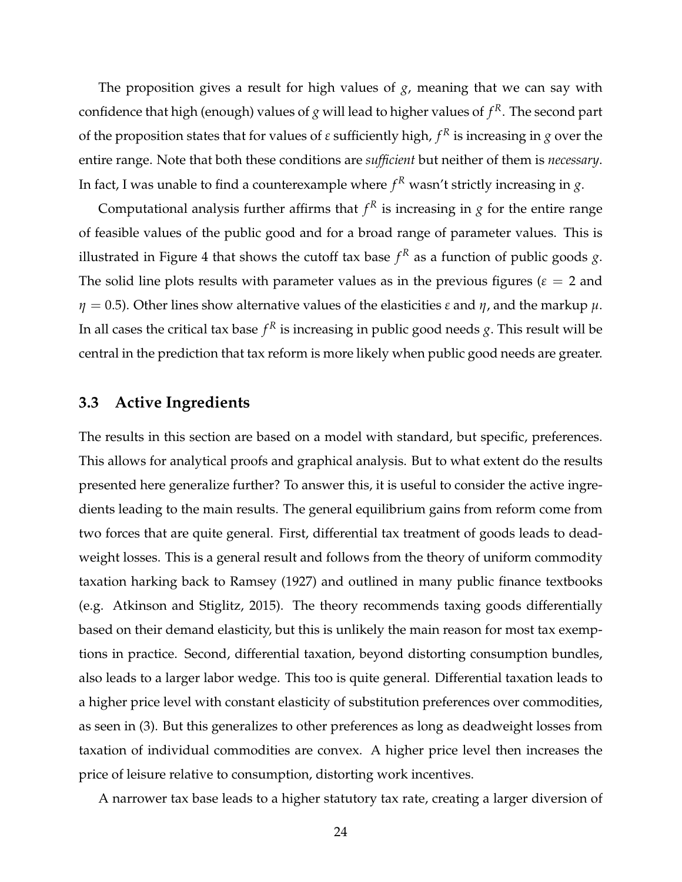The proposition gives a result for high values of $g$, meaning that we can say with confidence that high (enough) values of $g$ will lead to higher values of $f^R$. The second part of the proposition states that for values of $\varepsilon$ sufficiently high, $f^R$ is increasing in $g$ over the entire range. Note that both these conditions are *sufficient* but neither of them is *necessary*. In fact, I was unable to find a counterexample where $f^R$ wasn't strictly increasing in $g$.

Computational analysis further affirms that $f^R$ is increasing in $g$ for the entire range of feasible values of the public good and for a broad range of parameter values. This is illustrated in Figure 4 that shows the cutoff tax base $f^R$ as a function of public goods $g$. The solid line plots results with parameter values as in the previous figures ($\varepsilon = 2$ and $\eta = 0.5$). Other lines show alternative values of the elasticities $\varepsilon$ and $\eta$, and the markup $\mu$. In all cases the critical tax base $f^R$ is increasing in public good needs $g$. This result will be central in the prediction that tax reform is more likely when public good needs are greater.

### 3.3 Active Ingredients

The results in this section are based on a model with standard, but specific, preferences. This allows for analytical proofs and graphical analysis. But to what extent do the results presented here generalize further? To answer this, it is useful to consider the active ingredients leading to the main results. The general equilibrium gains from reform come from two forces that are quite general. First, differential tax treatment of goods leads to deadweight losses. This is a general result and follows from the theory of uniform commodity taxation harking back to Ramsey (1927) and outlined in many public finance textbooks (e.g. Atkinson and Stiglitz, 2015). The theory recommends taxing goods differentially based on their demand elasticity, but this is unlikely the main reason for most tax exemptions in practice. Second, differential taxation, beyond distorting consumption bundles, also leads to a larger labor wedge. This too is quite general. Differential taxation leads to a higher price level with constant elasticity of substitution preferences over commodities, as seen in (3). But this generalizes to other preferences as long as deadweight losses from taxation of individual commodities are convex. A higher price level then increases the price of leisure relative to consumption, distorting work incentives.

A narrower tax base leads to a higher statutory tax rate, creating a larger diversion of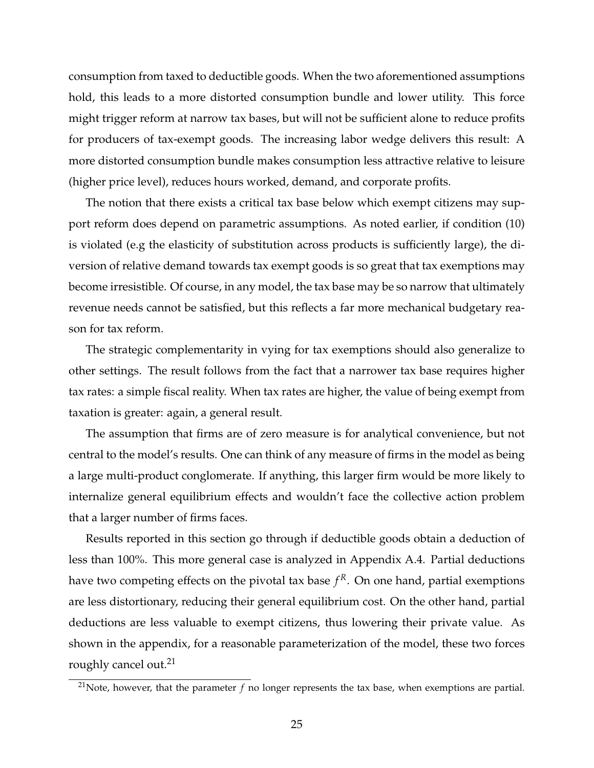consumption from taxed to deductible goods. When the two aforementioned assumptions hold, this leads to a more distorted consumption bundle and lower utility. This force might trigger reform at narrow tax bases, but will not be sufficient alone to reduce profits for producers of tax-exempt goods. The increasing labor wedge delivers this result: A more distorted consumption bundle makes consumption less attractive relative to leisure (higher price level), reduces hours worked, demand, and corporate profits.

The notion that there exists a critical tax base below which exempt citizens may support reform does depend on parametric assumptions. As noted earlier, if condition (10) is violated (e.g the elasticity of substitution across products is sufficiently large), the diversion of relative demand towards tax exempt goods is so great that tax exemptions may become irresistible. Of course, in any model, the tax base may be so narrow that ultimately revenue needs cannot be satisfied, but this reflects a far more mechanical budgetary reason for tax reform.

The strategic complementarity in vying for tax exemptions should also generalize to other settings. The result follows from the fact that a narrower tax base requires higher tax rates: a simple fiscal reality. When tax rates are higher, the value of being exempt from taxation is greater: again, a general result.

The assumption that firms are of zero measure is for analytical convenience, but not central to the model's results. One can think of any measure of firms in the model as being a large multi-product conglomerate. If anything, this larger firm would be more likely to internalize general equilibrium effects and wouldn't face the collective action problem that a larger number of firms faces.

Results reported in this section go through if deductible goods obtain a deduction of less than 100%. This more general case is analyzed in Appendix A.4. Partial deductions have two competing effects on the pivotal tax base $f^R$. On one hand, partial exemptions are less distortionary, reducing their general equilibrium cost. On the other hand, partial deductions are less valuable to exempt citizens, thus lowering their private value. As shown in the appendix, for a reasonable parameterization of the model, these two forces roughly cancel out.[21]

[21] Note, however, that the parameter $f$ no longer represents the tax base, when exemptions are partial.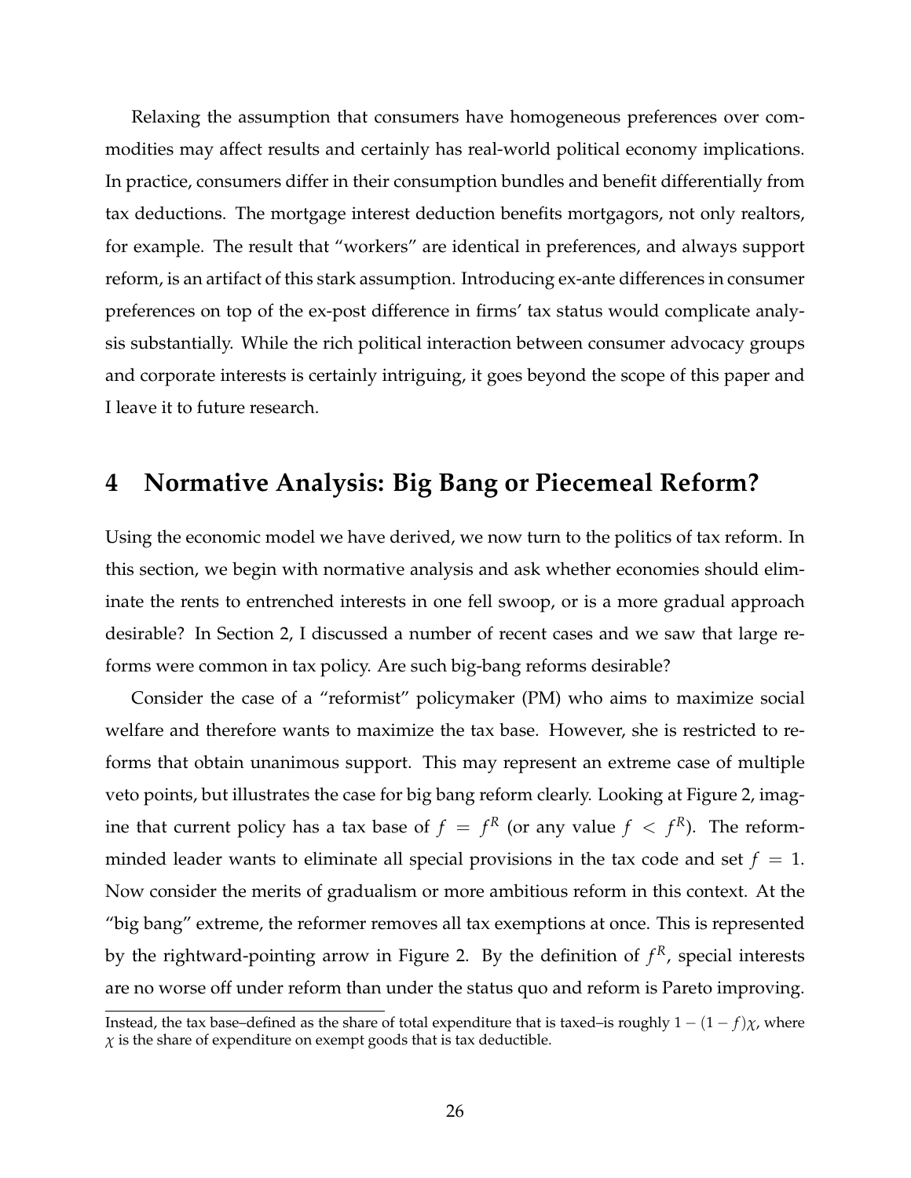Relaxing the assumption that consumers have homogeneous preferences over commodities may affect results and certainly has real-world political economy implications. In practice, consumers differ in their consumption bundles and benefit differentially from tax deductions. The mortgage interest deduction benefits mortgagors, not only realtors, for example. The result that "workers" are identical in preferences, and always support reform, is an artifact of this stark assumption. Introducing ex-ante differences in consumer preferences on top of the ex-post difference in firms' tax status would complicate analysis substantially. While the rich political interaction between consumer advocacy groups and corporate interests is certainly intriguing, it goes beyond the scope of this paper and I leave it to future research.

## 4 Normative Analysis: Big Bang or Piecemeal Reform?

Using the economic model we have derived, we now turn to the politics of tax reform. In this section, we begin with normative analysis and ask whether economies should eliminate the rents to entrenched interests in one fell swoop, or is a more gradual approach desirable? In Section 2, I discussed a number of recent cases and we saw that large reforms were common in tax policy. Are such big-bang reforms desirable?

Consider the case of a "reformist" policymaker (PM) who aims to maximize social welfare and therefore wants to maximize the tax base. However, she is restricted to reforms that obtain unanimous support. This may represent an extreme case of multiple veto points, but illustrates the case for big bang reform clearly. Looking at Figure 2, imagine that current policy has a tax base of $f = f^R$ (or any value $f < f^R$). The reform-minded leader wants to eliminate all special provisions in the tax code and set $f = 1$. Now consider the merits of gradualism or more ambitious reform in this context. At the "big bang" extreme, the reformer removes all tax exemptions at once. This is represented by the rightward-pointing arrow in Figure 2. By the definition of $f^R$, special interests are no worse off under reform than under the status quo and reform is Pareto improving.

---

Instead, the tax base–defined as the share of total expenditure that is taxed–is roughly $1 - (1 - f)\chi$, where $\chi$ is the share of expenditure on exempt goods that is tax deductible.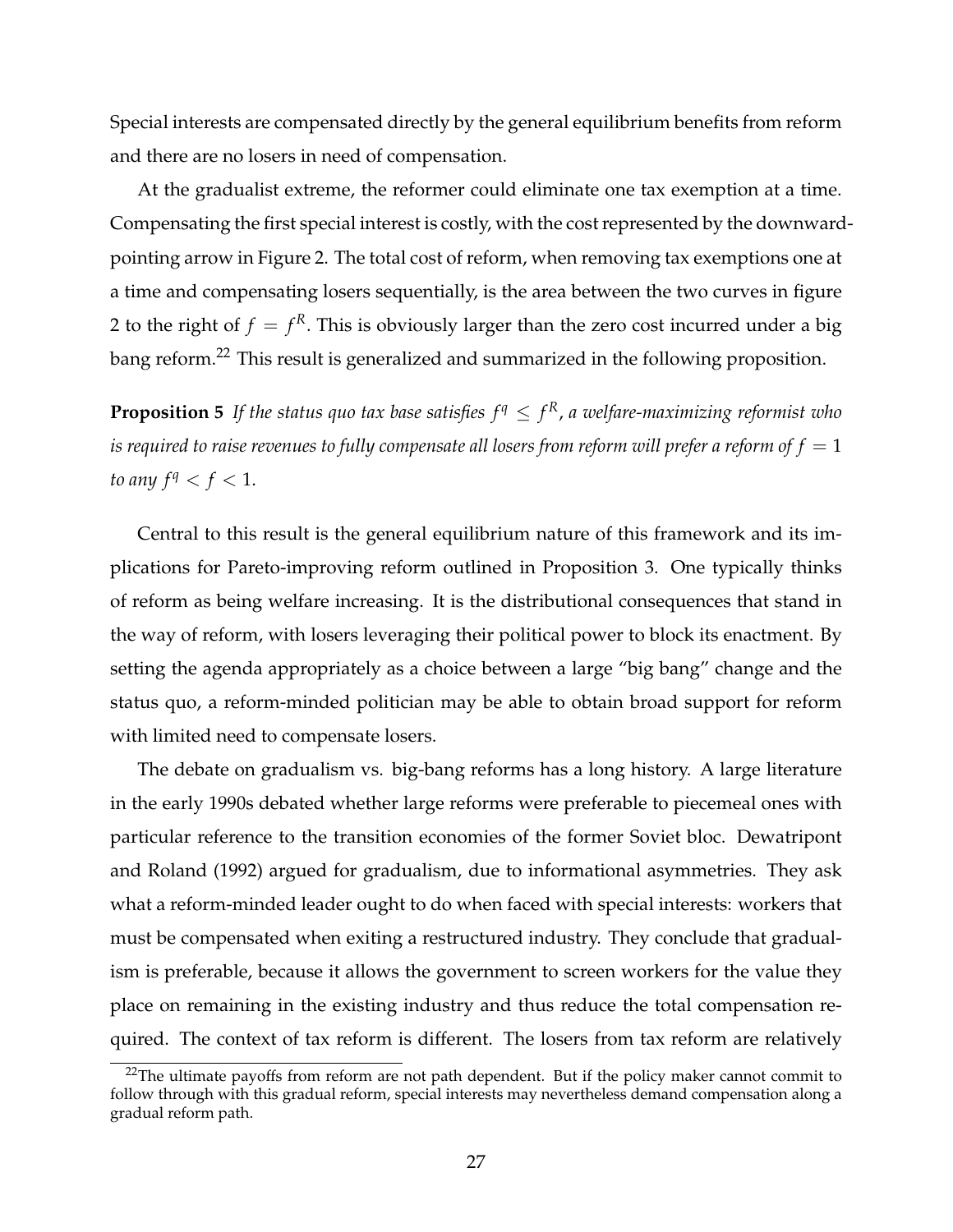Special interests are compensated directly by the general equilibrium benefits from reform and there are no losers in need of compensation.

At the gradualist extreme, the reformer could eliminate one tax exemption at a time. Compensating the first special interest is costly, with the cost represented by the downward-pointing arrow in Figure 2. The total cost of reform, when removing tax exemptions one at a time and compensating losers sequentially, is the area between the two curves in figure 2 to the right of $f = f^R$. This is obviously larger than the zero cost incurred under a big bang reform.[22] This result is generalized and summarized in the following proposition.

**Proposition 5** *If the status quo tax base satisfies $f^q \leq f^R$, a welfare-maximizing reformist who is required to raise revenues to fully compensate all losers from reform will prefer a reform of $f = 1$ to any $f^q < f < 1$.*

Central to this result is the general equilibrium nature of this framework and its implications for Pareto-improving reform outlined in Proposition 3. One typically thinks of reform as being welfare increasing. It is the distributional consequences that stand in the way of reform, with losers leveraging their political power to block its enactment. By setting the agenda appropriately as a choice between a large "big bang" change and the status quo, a reform-minded politician may be able to obtain broad support for reform with limited need to compensate losers.

The debate on gradualism vs. big-bang reforms has a long history. A large literature in the early 1990s debated whether large reforms were preferable to piecemeal ones with particular reference to the transition economies of the former Soviet bloc. Dewatripont and Roland (1992) argued for gradualism, due to informational asymmetries. They ask what a reform-minded leader ought to do when faced with special interests: workers that must be compensated when exiting a restructured industry. They conclude that gradualism is preferable, because it allows the government to screen workers for the value they place on remaining in the existing industry and thus reduce the total compensation required. The context of tax reform is different. The losers from tax reform are relatively

[22] The ultimate payoffs from reform are not path dependent. But if the policy maker cannot commit to follow through with this gradual reform, special interests may nevertheless demand compensation along a gradual reform path.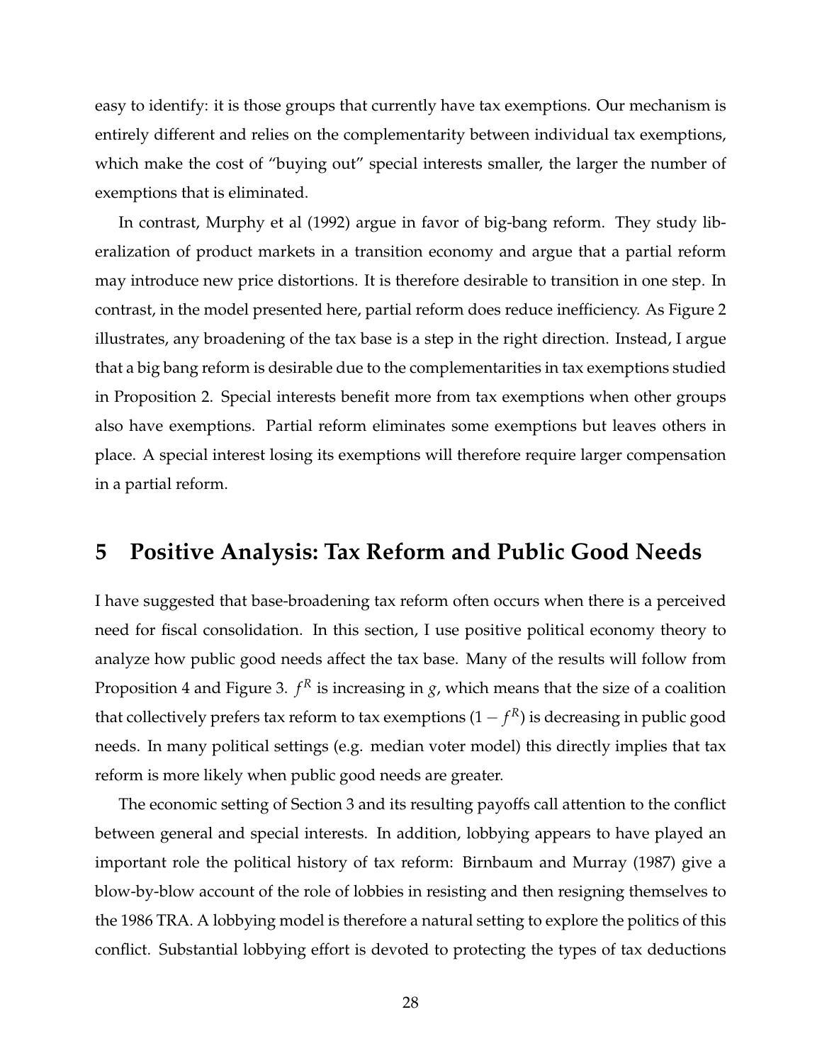easy to identify: it is those groups that currently have tax exemptions. Our mechanism is entirely different and relies on the complementarity between individual tax exemptions, which make the cost of "buying out" special interests smaller, the larger the number of exemptions that is eliminated.

In contrast, Murphy et al (1992) argue in favor of big-bang reform. They study liberalization of product markets in a transition economy and argue that a partial reform may introduce new price distortions. It is therefore desirable to transition in one step. In contrast, in the model presented here, partial reform does reduce inefficiency. As Figure 2 illustrates, any broadening of the tax base is a step in the right direction. Instead, I argue that a big bang reform is desirable due to the complementarities in tax exemptions studied in Proposition 2. Special interests benefit more from tax exemptions when other groups also have exemptions. Partial reform eliminates some exemptions but leaves others in place. A special interest losing its exemptions will therefore require larger compensation in a partial reform.

# 5 Positive Analysis: Tax Reform and Public Good Needs

I have suggested that base-broadening tax reform often occurs when there is a perceived need for fiscal consolidation. In this section, I use positive political economy theory to analyze how public good needs affect the tax base. Many of the results will follow from Proposition 4 and Figure 3. $f^R$ is increasing in $g$, which means that the size of a coalition that collectively prefers tax reform to tax exemptions ($1 - f^R$) is decreasing in public good needs. In many political settings (e.g. median voter model) this directly implies that tax reform is more likely when public good needs are greater.

The economic setting of Section 3 and its resulting payoffs call attention to the conflict between general and special interests. In addition, lobbying appears to have played an important role the political history of tax reform: Birnbaum and Murray (1987) give a blow-by-blow account of the role of lobbies in resisting and then resigning themselves to the 1986 TRA. A lobbying model is therefore a natural setting to explore the politics of this conflict. Substantial lobbying effort is devoted to protecting the types of tax deductions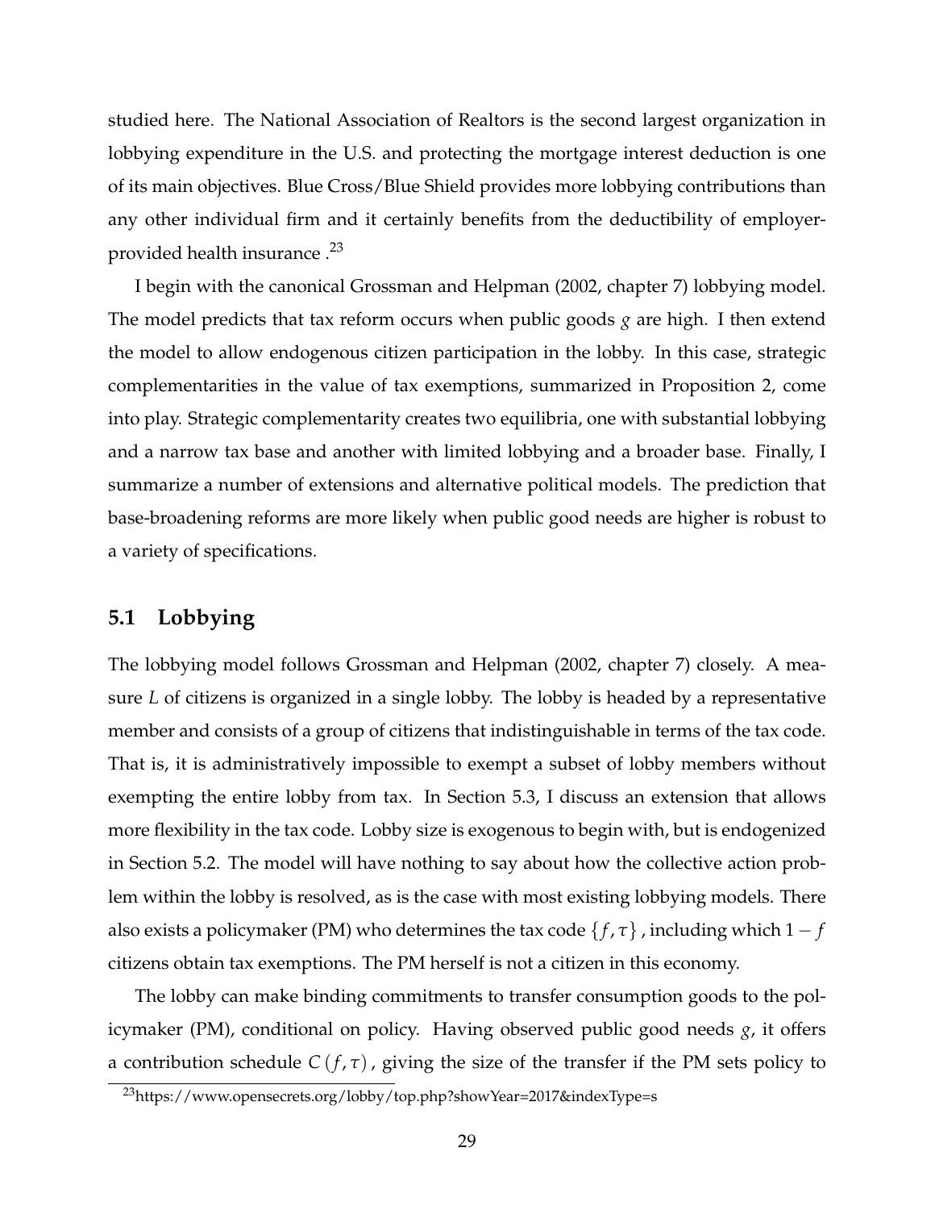studied here. The National Association of Realtors is the second largest organization in lobbying expenditure in the U.S. and protecting the mortgage interest deduction is one of its main objectives. Blue Cross/Blue Shield provides more lobbying contributions than any other individual firm and it certainly benefits from the deductibility of employer-provided health insurance .[23]

I begin with the canonical Grossman and Helpman (2002, chapter 7) lobbying model. The model predicts that tax reform occurs when public goods $g$ are high. I then extend the model to allow endogenous citizen participation in the lobby. In this case, strategic complementarities in the value of tax exemptions, summarized in Proposition 2, come into play. Strategic complementarity creates two equilibria, one with substantial lobbying and a narrow tax base and another with limited lobbying and a broader base. Finally, I summarize a number of extensions and alternative political models. The prediction that base-broadening reforms are more likely when public good needs are higher is robust to a variety of specifications.

## 5.1 Lobbying

The lobbying model follows Grossman and Helpman (2002, chapter 7) closely. A measure $L$ of citizens is organized in a single lobby. The lobby is headed by a representative member and consists of a group of citizens that indistinguishable in terms of the tax code. That is, it is administratively impossible to exempt a subset of lobby members without exempting the entire lobby from tax. In Section 5.3, I discuss an extension that allows more flexibility in the tax code. Lobby size is exogenous to begin with, but is endogenized in Section 5.2. The model will have nothing to say about how the collective action problem within the lobby is resolved, as is the case with most existing lobbying models. There also exists a policymaker (PM) who determines the tax code $\{f, \tau\}$ , including which $1-f$ citizens obtain tax exemptions. The PM herself is not a citizen in this economy.

The lobby can make binding commitments to transfer consumption goods to the policymaker (PM), conditional on policy. Having observed public good needs $g$, it offers a contribution schedule $C(f, \tau)$ , giving the size of the transfer if the PM sets policy to

[23] https://www.opensecrets.org/lobby/top.php?showYear=2017&indexType=s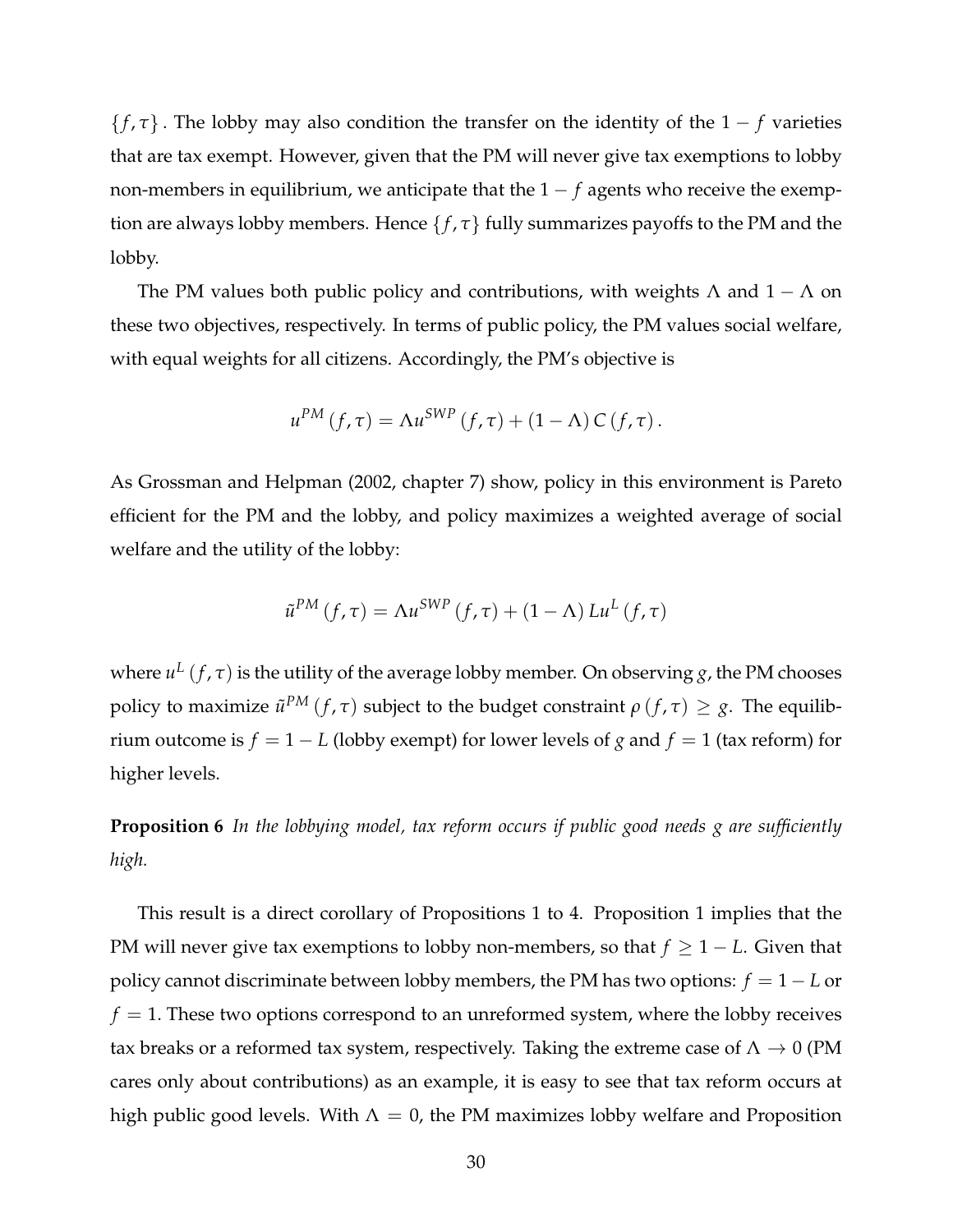$\{f, \tau\}$. The lobby may also condition the transfer on the identity of the $1 - f$ varieties that are tax exempt. However, given that the PM will never give tax exemptions to lobby non-members in equilibrium, we anticipate that the $1 - f$ agents who receive the exemption are always lobby members. Hence $\{f, \tau\}$ fully summarizes payoffs to the PM and the lobby.

The PM values both public policy and contributions, with weights $\Lambda$ and $1 - \Lambda$ on these two objectives, respectively. In terms of public policy, the PM values social welfare, with equal weights for all citizens. Accordingly, the PM's objective is

$$u^{PM}(f, \tau) = \Lambda u^{SWP}(f, \tau) + (1 - \Lambda) C(f, \tau).$$

As Grossman and Helpman (2002, chapter 7) show, policy in this environment is Pareto efficient for the PM and the lobby, and policy maximizes a weighted average of social welfare and the utility of the lobby:

$$\tilde{u}^{PM}(f, \tau) = \Lambda u^{SWP}(f, \tau) + (1 - \Lambda) L u^{L}(f, \tau)$$

where $u^L(f, \tau)$ is the utility of the average lobby member. On observing $g$, the PM chooses policy to maximize $\tilde{u}^{PM}(f, \tau)$ subject to the budget constraint $\rho(f, \tau) \geq g$. The equilibrium outcome is $f = 1 - L$ (lobby exempt) for lower levels of $g$ and $f = 1$ (tax reform) for higher levels.

**Proposition 6** *In the lobbying model, tax reform occurs if public good needs $g$ are sufficiently high.*

This result is a direct corollary of Propositions 1 to 4. Proposition 1 implies that the PM will never give tax exemptions to lobby non-members, so that $f \geq 1 - L$. Given that policy cannot discriminate between lobby members, the PM has two options: $f = 1 - L$ or $f = 1$. These two options correspond to an unreformed system, where the lobby receives tax breaks or a reformed tax system, respectively. Taking the extreme case of $\Lambda \to 0$ (PM cares only about contributions) as an example, it is easy to see that tax reform occurs at high public good levels. With $\Lambda = 0$, the PM maximizes lobby welfare and Proposition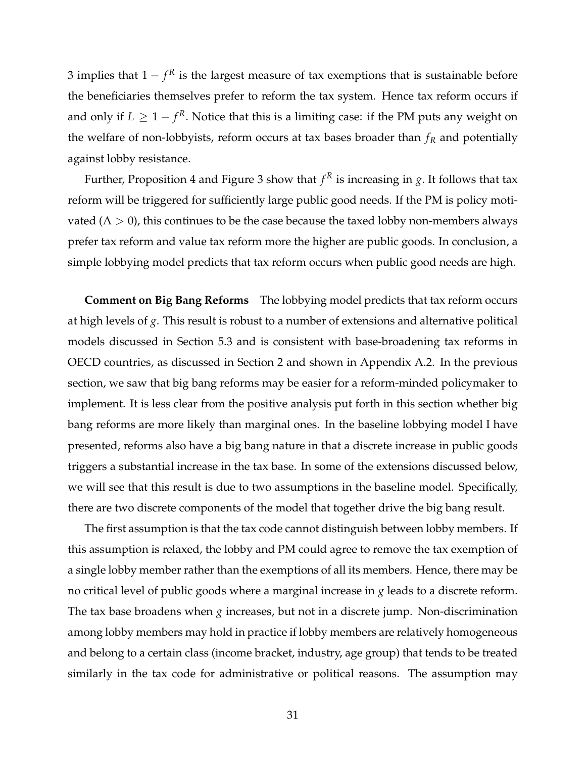3 implies that $1 - f^R$ is the largest measure of tax exemptions that is sustainable before the beneficiaries themselves prefer to reform the tax system. Hence tax reform occurs if and only if $L \geq 1 - f^R$. Notice that this is a limiting case: if the PM puts any weight on the welfare of non-lobbyists, reform occurs at tax bases broader than $f_R$ and potentially against lobby resistance.

Further, Proposition 4 and Figure 3 show that $f^R$ is increasing in $g$. It follows that tax reform will be triggered for sufficiently large public good needs. If the PM is policy motivated ($\Lambda > 0$), this continues to be the case because the taxed lobby non-members always prefer tax reform and value tax reform more the higher are public goods. In conclusion, a simple lobbying model predicts that tax reform occurs when public good needs are high.

**Comment on Big Bang Reforms** The lobbying model predicts that tax reform occurs at high levels of $g$. This result is robust to a number of extensions and alternative political models discussed in Section 5.3 and is consistent with base-broadening tax reforms in OECD countries, as discussed in Section 2 and shown in Appendix A.2. In the previous section, we saw that big bang reforms may be easier for a reform-minded policymaker to implement. It is less clear from the positive analysis put forth in this section whether big bang reforms are more likely than marginal ones. In the baseline lobbying model I have presented, reforms also have a big bang nature in that a discrete increase in public goods triggers a substantial increase in the tax base. In some of the extensions discussed below, we will see that this result is due to two assumptions in the baseline model. Specifically, there are two discrete components of the model that together drive the big bang result.

The first assumption is that the tax code cannot distinguish between lobby members. If this assumption is relaxed, the lobby and PM could agree to remove the tax exemption of a single lobby member rather than the exemptions of all its members. Hence, there may be no critical level of public goods where a marginal increase in $g$ leads to a discrete reform. The tax base broadens when $g$ increases, but not in a discrete jump. Non-discrimination among lobby members may hold in practice if lobby members are relatively homogeneous and belong to a certain class (income bracket, industry, age group) that tends to be treated similarly in the tax code for administrative or political reasons. The assumption may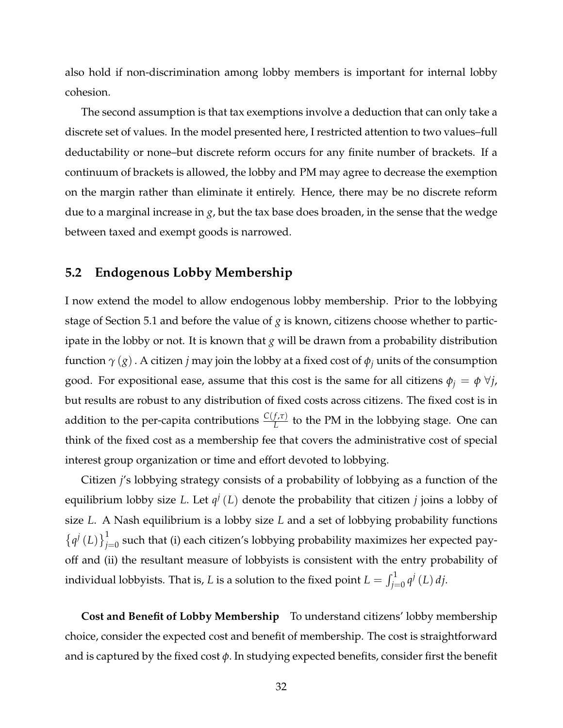also hold if non-discrimination among lobby members is important for internal lobby cohesion.

The second assumption is that tax exemptions involve a deduction that can only take a discrete set of values. In the model presented here, I restricted attention to two values–full deductability or none–but discrete reform occurs for any finite number of brackets. If a continuum of brackets is allowed, the lobby and PM may agree to decrease the exemption on the margin rather than eliminate it entirely. Hence, there may be no discrete reform due to a marginal increase in $g$, but the tax base does broaden, in the sense that the wedge between taxed and exempt goods is narrowed.

## 5.2 Endogenous Lobby Membership

I now extend the model to allow endogenous lobby membership. Prior to the lobbying stage of Section 5.1 and before the value of $g$ is known, citizens choose whether to participate in the lobby or not. It is known that $g$ will be drawn from a probability distribution function $\gamma(g)$. A citizen $j$ may join the lobby at a fixed cost of $\phi_j$ units of the consumption good. For expositional ease, assume that this cost is the same for all citizens $\phi_j = \phi \ \forall j$, but results are robust to any distribution of fixed costs across citizens. The fixed cost is in addition to the per-capita contributions $\frac{C(f,\tau)}{L}$ to the PM in the lobbying stage. One can think of the fixed cost as a membership fee that covers the administrative cost of special interest group organization or time and effort devoted to lobbying.

Citizen $j$'s lobbying strategy consists of a probability of lobbying as a function of the equilibrium lobby size $L$. Let $q^j(L)$ denote the probability that citizen $j$ joins a lobby of size $L$. A Nash equilibrium is a lobby size $L$ and a set of lobbying probability functions $\{q^j(L)\}_{j=0}^{1}$ such that (i) each citizen's lobbying probability maximizes her expected payoff and (ii) the resultant measure of lobbyists is consistent with the entry probability of individual lobbyists. That is, $L$ is a solution to the fixed point $L = \int_{j=0}^{1} q^j(L)\, dj$.

**Cost and Benefit of Lobby Membership** To understand citizens' lobby membership choice, consider the expected cost and benefit of membership. The cost is straightforward and is captured by the fixed cost $\phi$. In studying expected benefits, consider first the benefit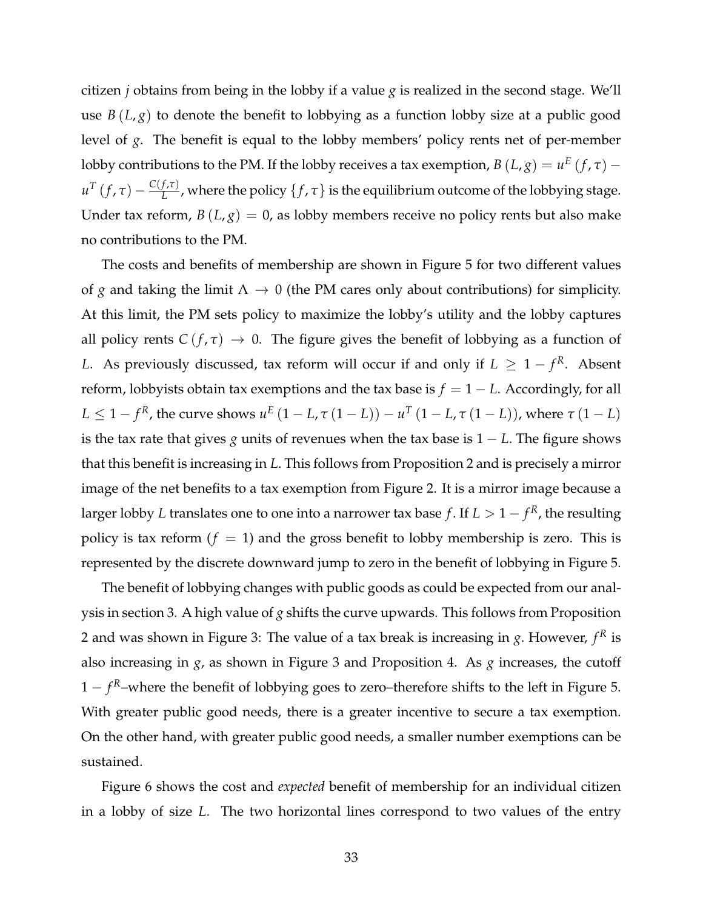citizen $j$ obtains from being in the lobby if a value $g$ is realized in the second stage. We'll use $B(L, g)$ to denote the benefit to lobbying as a function lobby size at a public good level of $g$. The benefit is equal to the lobby members' policy rents net of per-member lobby contributions to the PM. If the lobby receives a tax exemption, $B(L, g) = u^E(f, \tau) - u^T(f, \tau) - \frac{C(f,\tau)}{L}$, where the policy $\{f, \tau\}$ is the equilibrium outcome of the lobbying stage. Under tax reform, $B(L, g) = 0$, as lobby members receive no policy rents but also make no contributions to the PM.

The costs and benefits of membership are shown in Figure 5 for two different values of $g$ and taking the limit $\Lambda \to 0$ (the PM cares only about contributions) for simplicity. At this limit, the PM sets policy to maximize the lobby's utility and the lobby captures all policy rents $C(f, \tau) \to 0$. The figure gives the benefit of lobbying as a function of $L$. As previously discussed, tax reform will occur if and only if $L \geq 1 - f^R$. Absent reform, lobbyists obtain tax exemptions and the tax base is $f = 1 - L$. Accordingly, for all $L \leq 1 - f^R$, the curve shows $u^E(1 - L, \tau(1 - L)) - u^T(1 - L, \tau(1 - L))$, where $\tau(1 - L)$ is the tax rate that gives $g$ units of revenues when the tax base is $1 - L$. The figure shows that this benefit is increasing in $L$. This follows from Proposition 2 and is precisely a mirror image of the net benefits to a tax exemption from Figure 2. It is a mirror image because a larger lobby $L$ translates one to one into a narrower tax base $f$. If $L > 1 - f^R$, the resulting policy is tax reform ($f = 1$) and the gross benefit to lobby membership is zero. This is represented by the discrete downward jump to zero in the benefit of lobbying in Figure 5.

The benefit of lobbying changes with public goods as could be expected from our analysis in section 3. A high value of $g$ shifts the curve upwards. This follows from Proposition 2 and was shown in Figure 3: The value of a tax break is increasing in $g$. However, $f^R$ is also increasing in $g$, as shown in Figure 3 and Proposition 4. As $g$ increases, the cutoff $1 - f^R$–where the benefit of lobbying goes to zero–therefore shifts to the left in Figure 5. With greater public good needs, there is a greater incentive to secure a tax exemption. On the other hand, with greater public good needs, a smaller number exemptions can be sustained.

Figure 6 shows the cost and *expected* benefit of membership for an individual citizen in a lobby of size $L$. The two horizontal lines correspond to two values of the entry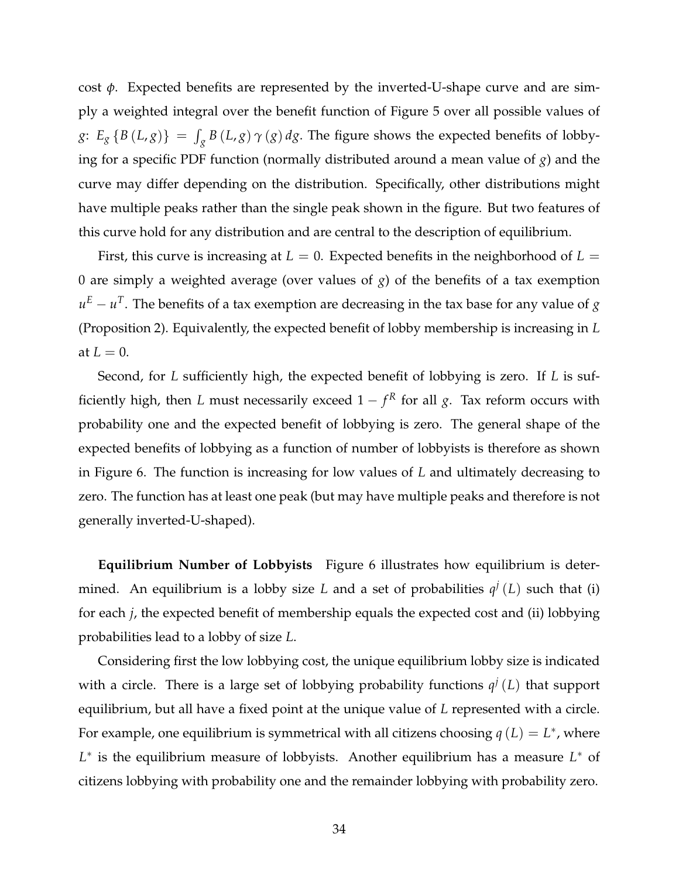cost $\phi$. Expected benefits are represented by the inverted-U-shape curve and are simply a weighted integral over the benefit function of Figure 5 over all possible values of $g$: $E_g \{B(L,g)\} = \int_g B(L,g)\gamma(g)\,dg$. The figure shows the expected benefits of lobbying for a specific PDF function (normally distributed around a mean value of $g$) and the curve may differ depending on the distribution. Specifically, other distributions might have multiple peaks rather than the single peak shown in the figure. But two features of this curve hold for any distribution and are central to the description of equilibrium.

First, this curve is increasing at $L = 0$. Expected benefits in the neighborhood of $L = 0$ are simply a weighted average (over values of $g$) of the benefits of a tax exemption $u^E - u^T$. The benefits of a tax exemption are decreasing in the tax base for any value of $g$ (Proposition 2). Equivalently, the expected benefit of lobby membership is increasing in $L$ at $L = 0$.

Second, for $L$ sufficiently high, the expected benefit of lobbying is zero. If $L$ is sufficiently high, then $L$ must necessarily exceed $1 - f^R$ for all $g$. Tax reform occurs with probability one and the expected benefit of lobbying is zero. The general shape of the expected benefits of lobbying as a function of number of lobbyists is therefore as shown in Figure 6. The function is increasing for low values of $L$ and ultimately decreasing to zero. The function has at least one peak (but may have multiple peaks and therefore is not generally inverted-U-shaped).

**Equilibrium Number of Lobbyists** Figure 6 illustrates how equilibrium is determined. An equilibrium is a lobby size $L$ and a set of probabilities $q^j(L)$ such that (i) for each $j$, the expected benefit of membership equals the expected cost and (ii) lobbying probabilities lead to a lobby of size $L$.

Considering first the low lobbying cost, the unique equilibrium lobby size is indicated with a circle. There is a large set of lobbying probability functions $q^j(L)$ that support equilibrium, but all have a fixed point at the unique value of $L$ represented with a circle. For example, one equilibrium is symmetrical with all citizens choosing $q(L) = L^*$, where $L^*$ is the equilibrium measure of lobbyists. Another equilibrium has a measure $L^*$ of citizens lobbying with probability one and the remainder lobbying with probability zero.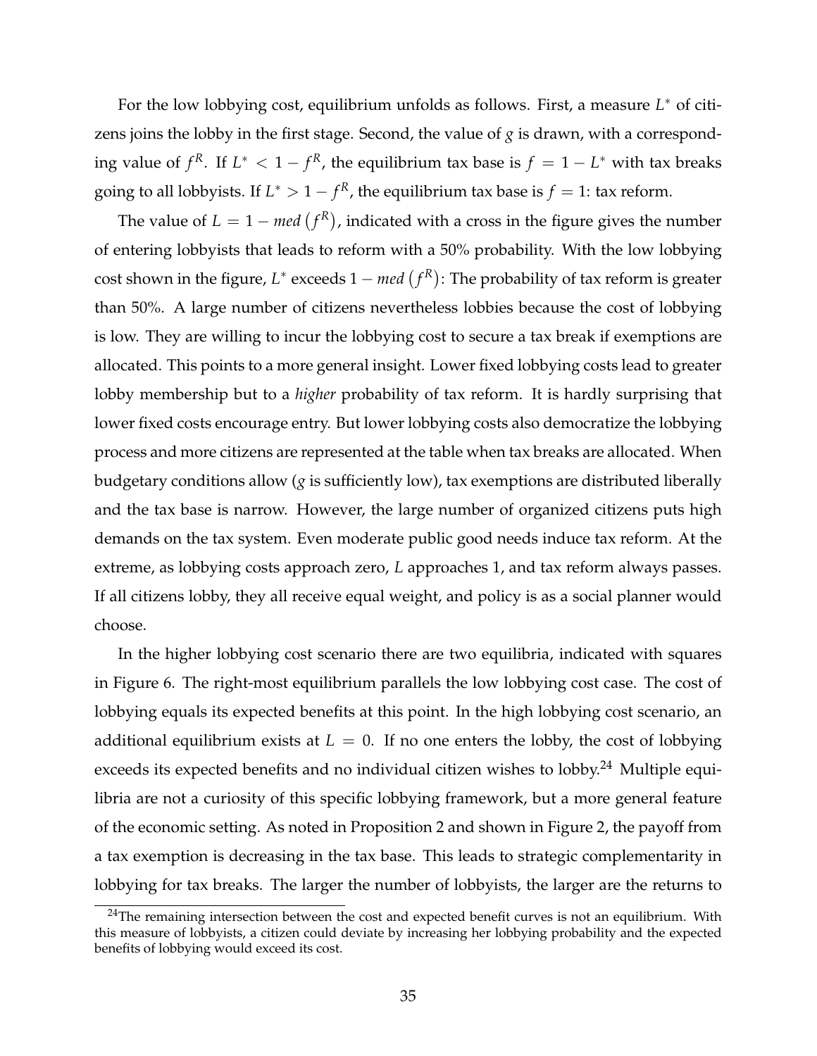For the low lobbying cost, equilibrium unfolds as follows. First, a measure $L^*$ of citizens joins the lobby in the first stage. Second, the value of $g$ is drawn, with a corresponding value of $f^R$. If $L^* < 1 - f^R$, the equilibrium tax base is $f = 1 - L^*$ with tax breaks going to all lobbyists. If $L^* > 1 - f^R$, the equilibrium tax base is $f = 1$: tax reform.

The value of $L = 1 - med\left(f^R\right)$, indicated with a cross in the figure gives the number of entering lobbyists that leads to reform with a 50% probability. With the low lobbying cost shown in the figure, $L^*$ exceeds $1 - med\left(f^R\right)$: The probability of tax reform is greater than 50%. A large number of citizens nevertheless lobbies because the cost of lobbying is low. They are willing to incur the lobbying cost to secure a tax break if exemptions are allocated. This points to a more general insight. Lower fixed lobbying costs lead to greater lobby membership but to a *higher* probability of tax reform. It is hardly surprising that lower fixed costs encourage entry. But lower lobbying costs also democratize the lobbying process and more citizens are represented at the table when tax breaks are allocated. When budgetary conditions allow ($g$ is sufficiently low), tax exemptions are distributed liberally and the tax base is narrow. However, the large number of organized citizens puts high demands on the tax system. Even moderate public good needs induce tax reform. At the extreme, as lobbying costs approach zero, $L$ approaches 1, and tax reform always passes. If all citizens lobby, they all receive equal weight, and policy is as a social planner would choose.

In the higher lobbying cost scenario there are two equilibria, indicated with squares in Figure 6. The right-most equilibrium parallels the low lobbying cost case. The cost of lobbying equals its expected benefits at this point. In the high lobbying cost scenario, an additional equilibrium exists at $L = 0$. If no one enters the lobby, the cost of lobbying exceeds its expected benefits and no individual citizen wishes to lobby.[24] Multiple equilibria are not a curiosity of this specific lobbying framework, but a more general feature of the economic setting. As noted in Proposition 2 and shown in Figure 2, the payoff from a tax exemption is decreasing in the tax base. This leads to strategic complementarity in lobbying for tax breaks. The larger the number of lobbyists, the larger are the returns to

[24] The remaining intersection between the cost and expected benefit curves is not an equilibrium. With this measure of lobbyists, a citizen could deviate by increasing her lobbying probability and the expected benefits of lobbying would exceed its cost.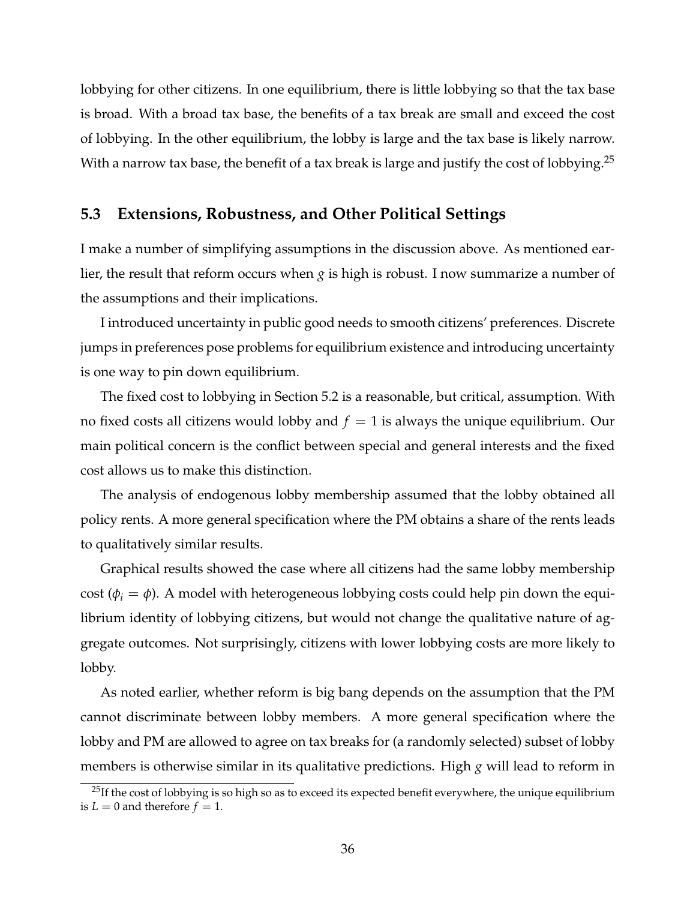lobbying for other citizens. In one equilibrium, there is little lobbying so that the tax base is broad. With a broad tax base, the benefits of a tax break are small and exceed the cost of lobbying. In the other equilibrium, the lobby is large and the tax base is likely narrow. With a narrow tax base, the benefit of a tax break is large and justify the cost of lobbying.[25]

## 5.3 Extensions, Robustness, and Other Political Settings

I make a number of simplifying assumptions in the discussion above. As mentioned earlier, the result that reform occurs when $g$ is high is robust. I now summarize a number of the assumptions and their implications.

I introduced uncertainty in public good needs to smooth citizens' preferences. Discrete jumps in preferences pose problems for equilibrium existence and introducing uncertainty is one way to pin down equilibrium.

The fixed cost to lobbying in Section 5.2 is a reasonable, but critical, assumption. With no fixed costs all citizens would lobby and $f = 1$ is always the unique equilibrium. Our main political concern is the conflict between special and general interests and the fixed cost allows us to make this distinction.

The analysis of endogenous lobby membership assumed that the lobby obtained all policy rents. A more general specification where the PM obtains a share of the rents leads to qualitatively similar results.

Graphical results showed the case where all citizens had the same lobby membership cost ($\phi_i = \phi$). A model with heterogeneous lobbying costs could help pin down the equilibrium identity of lobbying citizens, but would not change the qualitative nature of aggregate outcomes. Not surprisingly, citizens with lower lobbying costs are more likely to lobby.

As noted earlier, whether reform is big bang depends on the assumption that the PM cannot discriminate between lobby members. A more general specification where the lobby and PM are allowed to agree on tax breaks for (a randomly selected) subset of lobby members is otherwise similar in its qualitative predictions. High $g$ will lead to reform in

[25] If the cost of lobbying is so high so as to exceed its expected benefit everywhere, the unique equilibrium is $L = 0$ and therefore $f = 1$.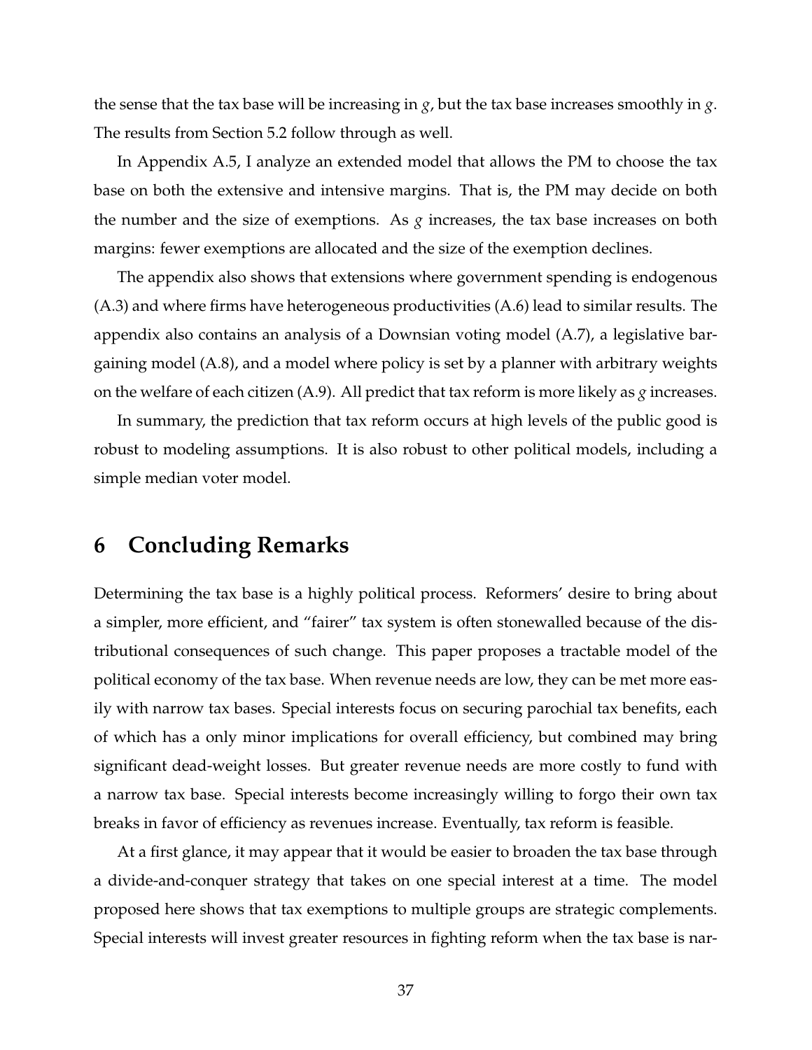the sense that the tax base will be increasing in $g$, but the tax base increases smoothly in $g$. The results from Section 5.2 follow through as well.

In Appendix A.5, I analyze an extended model that allows the PM to choose the tax base on both the extensive and intensive margins. That is, the PM may decide on both the number and the size of exemptions. As $g$ increases, the tax base increases on both margins: fewer exemptions are allocated and the size of the exemption declines.

The appendix also shows that extensions where government spending is endogenous (A.3) and where firms have heterogeneous productivities (A.6) lead to similar results. The appendix also contains an analysis of a Downsian voting model (A.7), a legislative bargaining model (A.8), and a model where policy is set by a planner with arbitrary weights on the welfare of each citizen (A.9). All predict that tax reform is more likely as $g$ increases.

In summary, the prediction that tax reform occurs at high levels of the public good is robust to modeling assumptions. It is also robust to other political models, including a simple median voter model.

# 6 Concluding Remarks

Determining the tax base is a highly political process. Reformers' desire to bring about a simpler, more efficient, and "fairer" tax system is often stonewalled because of the distributional consequences of such change. This paper proposes a tractable model of the political economy of the tax base. When revenue needs are low, they can be met more easily with narrow tax bases. Special interests focus on securing parochial tax benefits, each of which has a only minor implications for overall efficiency, but combined may bring significant dead-weight losses. But greater revenue needs are more costly to fund with a narrow tax base. Special interests become increasingly willing to forgo their own tax breaks in favor of efficiency as revenues increase. Eventually, tax reform is feasible.

At a first glance, it may appear that it would be easier to broaden the tax base through a divide-and-conquer strategy that takes on one special interest at a time. The model proposed here shows that tax exemptions to multiple groups are strategic complements. Special interests will invest greater resources in fighting reform when the tax base is nar-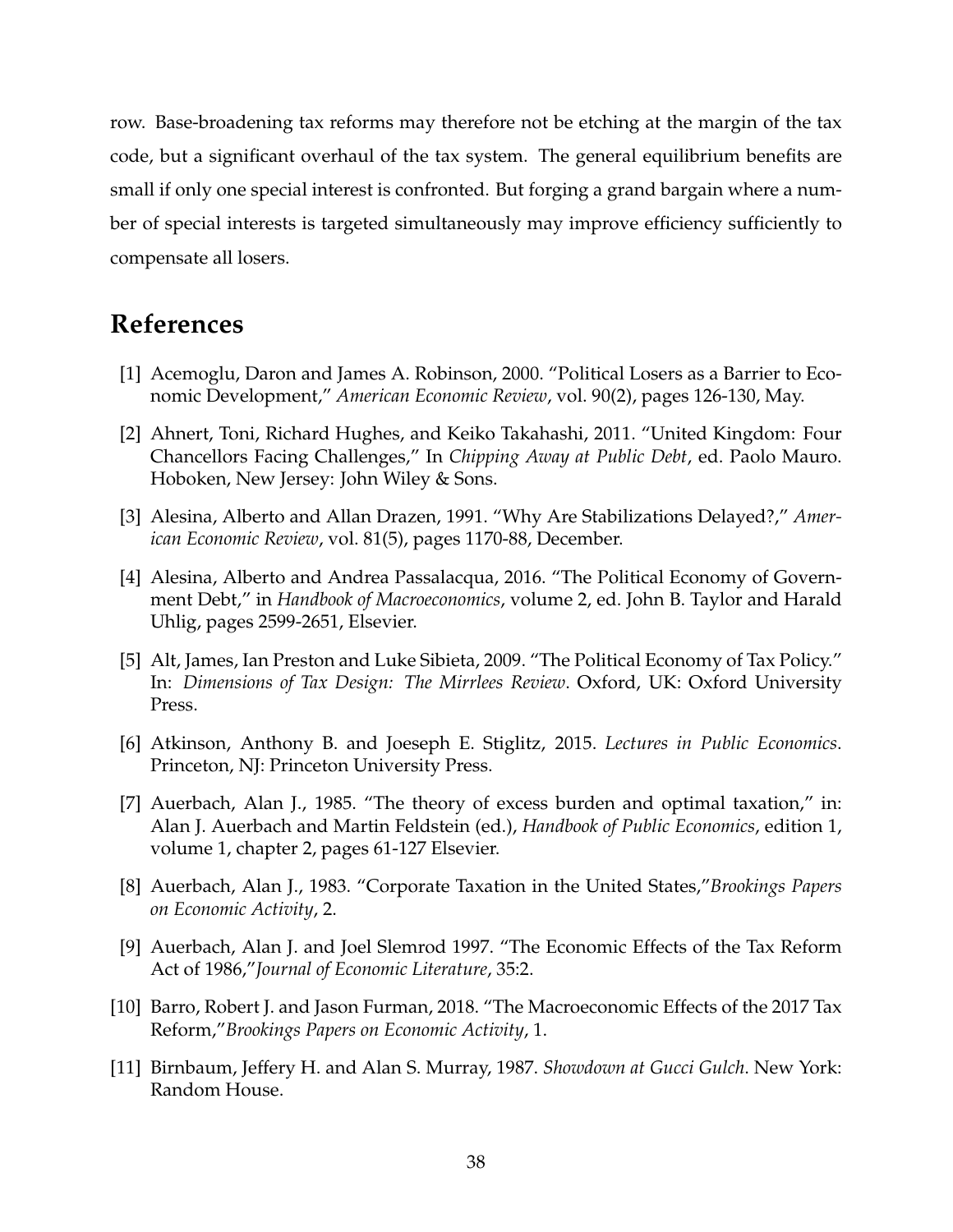row. Base-broadening tax reforms may therefore not be etching at the margin of the tax code, but a significant overhaul of the tax system. The general equilibrium benefits are small if only one special interest is confronted. But forging a grand bargain where a number of special interests is targeted simultaneously may improve efficiency sufficiently to compensate all losers.

## References

[1] Acemoglu, Daron and James A. Robinson, 2000. "Political Losers as a Barrier to Economic Development," *American Economic Review*, vol. 90(2), pages 126-130, May.

[2] Ahnert, Toni, Richard Hughes, and Keiko Takahashi, 2011. "United Kingdom: Four Chancellors Facing Challenges," In *Chipping Away at Public Debt*, ed. Paolo Mauro. Hoboken, New Jersey: John Wiley & Sons.

[3] Alesina, Alberto and Allan Drazen, 1991. "Why Are Stabilizations Delayed?," *American Economic Review*, vol. 81(5), pages 1170-88, December.

[4] Alesina, Alberto and Andrea Passalacqua, 2016. "The Political Economy of Government Debt," in *Handbook of Macroeconomics*, volume 2, ed. John B. Taylor and Harald Uhlig, pages 2599-2651, Elsevier.

[5] Alt, James, Ian Preston and Luke Sibieta, 2009. "The Political Economy of Tax Policy." In: *Dimensions of Tax Design: The Mirrlees Review*. Oxford, UK: Oxford University Press.

[6] Atkinson, Anthony B. and Joeseph E. Stiglitz, 2015. *Lectures in Public Economics*. Princeton, NJ: Princeton University Press.

[7] Auerbach, Alan J., 1985. "The theory of excess burden and optimal taxation," in: Alan J. Auerbach and Martin Feldstein (ed.), *Handbook of Public Economics*, edition 1, volume 1, chapter 2, pages 61-127 Elsevier.

[8] Auerbach, Alan J., 1983. "Corporate Taxation in the United States,"*Brookings Papers on Economic Activity*, 2.

[9] Auerbach, Alan J. and Joel Slemrod 1997. "The Economic Effects of the Tax Reform Act of 1986,"*Journal of Economic Literature*, 35:2.

[10] Barro, Robert J. and Jason Furman, 2018. "The Macroeconomic Effects of the 2017 Tax Reform,"*Brookings Papers on Economic Activity*, 1.

[11] Birnbaum, Jeffery H. and Alan S. Murray, 1987. *Showdown at Gucci Gulch*. New York: Random House.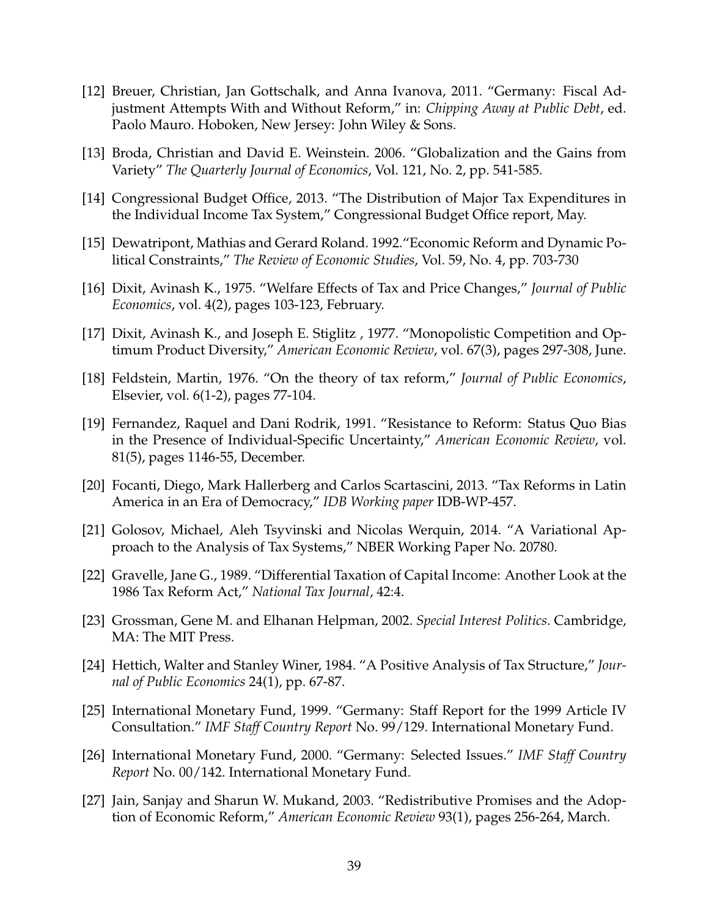[12] Breuer, Christian, Jan Gottschalk, and Anna Ivanova, 2011. "Germany: Fiscal Adjustment Attempts With and Without Reform," in: *Chipping Away at Public Debt*, ed. Paolo Mauro. Hoboken, New Jersey: John Wiley & Sons.

[13] Broda, Christian and David E. Weinstein. 2006. "Globalization and the Gains from Variety" *The Quarterly Journal of Economics*, Vol. 121, No. 2, pp. 541-585.

[14] Congressional Budget Office, 2013. "The Distribution of Major Tax Expenditures in the Individual Income Tax System," Congressional Budget Office report, May.

[15] Dewatripont, Mathias and Gerard Roland. 1992."Economic Reform and Dynamic Political Constraints," *The Review of Economic Studies*, Vol. 59, No. 4, pp. 703-730

[16] Dixit, Avinash K., 1975. "Welfare Effects of Tax and Price Changes," *Journal of Public Economics*, vol. 4(2), pages 103-123, February.

[17] Dixit, Avinash K., and Joseph E. Stiglitz , 1977. "Monopolistic Competition and Optimum Product Diversity," *American Economic Review*, vol. 67(3), pages 297-308, June.

[18] Feldstein, Martin, 1976. "On the theory of tax reform," *Journal of Public Economics*, Elsevier, vol. 6(1-2), pages 77-104.

[19] Fernandez, Raquel and Dani Rodrik, 1991. "Resistance to Reform: Status Quo Bias in the Presence of Individual-Specific Uncertainty," *American Economic Review*, vol. 81(5), pages 1146-55, December.

[20] Focanti, Diego, Mark Hallerberg and Carlos Scartascini, 2013. "Tax Reforms in Latin America in an Era of Democracy," *IDB Working paper* IDB-WP-457.

[21] Golosov, Michael, Aleh Tsyvinski and Nicolas Werquin, 2014. "A Variational Approach to the Analysis of Tax Systems," NBER Working Paper No. 20780.

[22] Gravelle, Jane G., 1989. "Differential Taxation of Capital Income: Another Look at the 1986 Tax Reform Act," *National Tax Journal*, 42:4.

[23] Grossman, Gene M. and Elhanan Helpman, 2002. *Special Interest Politics*. Cambridge, MA: The MIT Press.

[24] Hettich, Walter and Stanley Winer, 1984. "A Positive Analysis of Tax Structure," *Journal of Public Economics* 24(1), pp. 67-87.

[25] International Monetary Fund, 1999. "Germany: Staff Report for the 1999 Article IV Consultation." *IMF Staff Country Report* No. 99/129. International Monetary Fund.

[26] International Monetary Fund, 2000. "Germany: Selected Issues." *IMF Staff Country Report* No. 00/142. International Monetary Fund.

[27] Jain, Sanjay and Sharun W. Mukand, 2003. "Redistributive Promises and the Adoption of Economic Reform," *American Economic Review* 93(1), pages 256-264, March.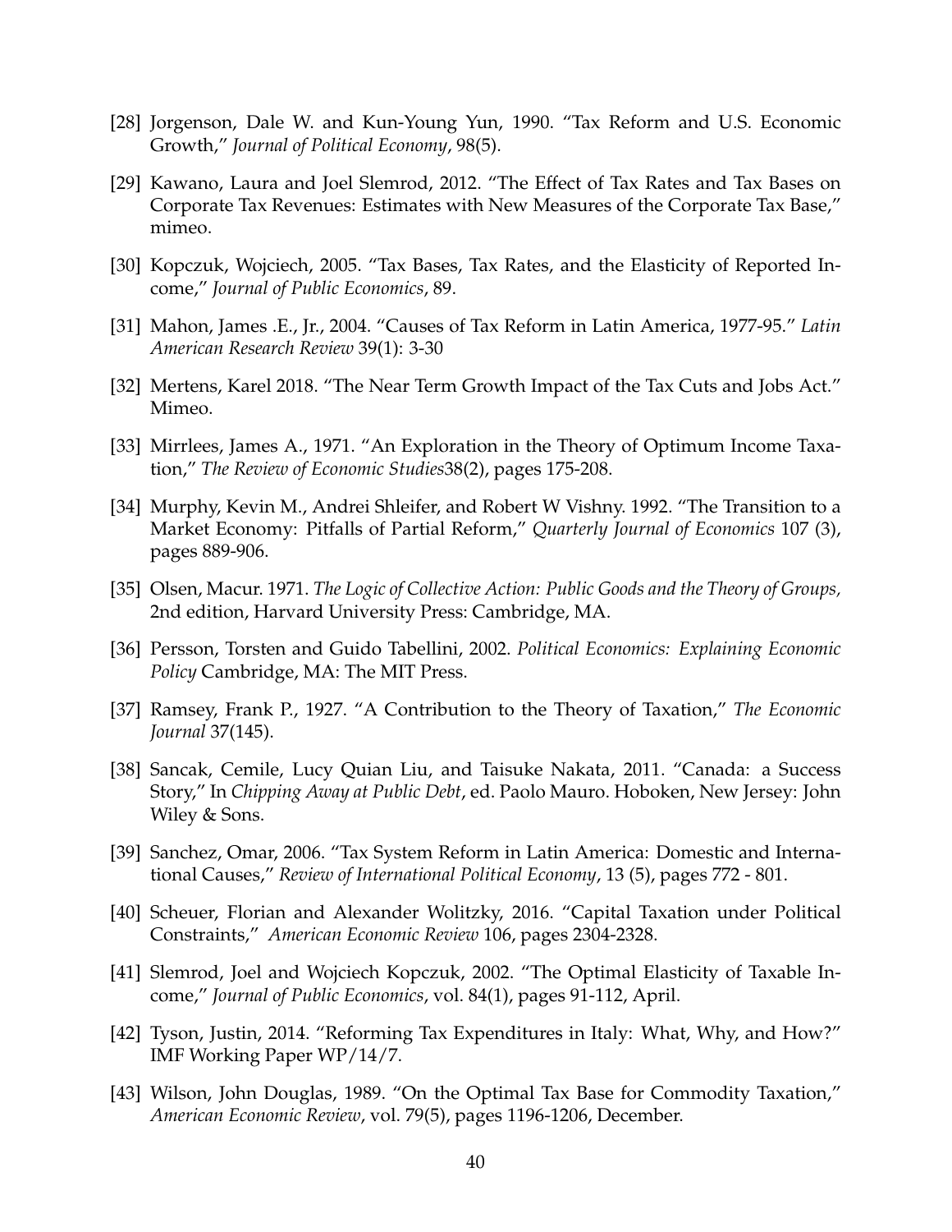[28] Jorgenson, Dale W. and Kun-Young Yun, 1990. "Tax Reform and U.S. Economic Growth," *Journal of Political Economy*, 98(5).

[29] Kawano, Laura and Joel Slemrod, 2012. "The Effect of Tax Rates and Tax Bases on Corporate Tax Revenues: Estimates with New Measures of the Corporate Tax Base," mimeo.

[30] Kopczuk, Wojciech, 2005. "Tax Bases, Tax Rates, and the Elasticity of Reported Income," *Journal of Public Economics*, 89.

[31] Mahon, James .E., Jr., 2004. "Causes of Tax Reform in Latin America, 1977-95." *Latin American Research Review* 39(1): 3-30

[32] Mertens, Karel 2018. "The Near Term Growth Impact of the Tax Cuts and Jobs Act." Mimeo.

[33] Mirrlees, James A., 1971. "An Exploration in the Theory of Optimum Income Taxation," *The Review of Economic Studies*38(2), pages 175-208.

[34] Murphy, Kevin M., Andrei Shleifer, and Robert W Vishny. 1992. "The Transition to a Market Economy: Pitfalls of Partial Reform," *Quarterly Journal of Economics* 107 (3), pages 889-906.

[35] Olsen, Macur. 1971. *The Logic of Collective Action: Public Goods and the Theory of Groups,* 2nd edition, Harvard University Press: Cambridge, MA.

[36] Persson, Torsten and Guido Tabellini, 2002. *Political Economics: Explaining Economic Policy* Cambridge, MA: The MIT Press.

[37] Ramsey, Frank P., 1927. "A Contribution to the Theory of Taxation," *The Economic Journal* 37(145).

[38] Sancak, Cemile, Lucy Quian Liu, and Taisuke Nakata, 2011. "Canada: a Success Story," In *Chipping Away at Public Debt*, ed. Paolo Mauro. Hoboken, New Jersey: John Wiley & Sons.

[39] Sanchez, Omar, 2006. "Tax System Reform in Latin America: Domestic and International Causes," *Review of International Political Economy*, 13 (5), pages 772 - 801.

[40] Scheuer, Florian and Alexander Wolitzky, 2016. "Capital Taxation under Political Constraints," *American Economic Review* 106, pages 2304-2328.

[41] Slemrod, Joel and Wojciech Kopczuk, 2002. "The Optimal Elasticity of Taxable Income," *Journal of Public Economics*, vol. 84(1), pages 91-112, April.

[42] Tyson, Justin, 2014. "Reforming Tax Expenditures in Italy: What, Why, and How?" IMF Working Paper WP/14/7.

[43] Wilson, John Douglas, 1989. "On the Optimal Tax Base for Commodity Taxation," *American Economic Review*, vol. 79(5), pages 1196-1206, December.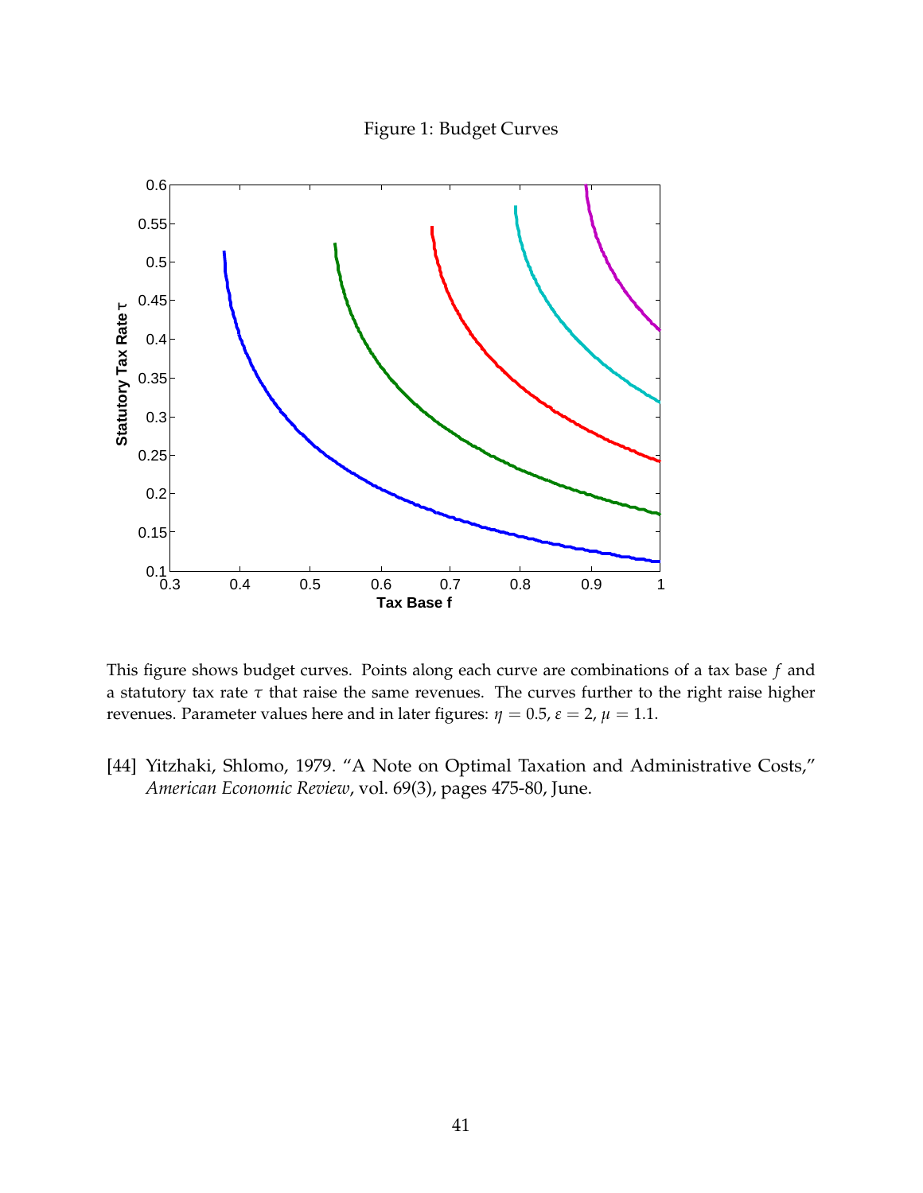Figure 1: Budget Curves

This figure shows budget curves. Points along each curve are combinations of a tax base $f$ and a statutory tax rate $\tau$ that raise the same revenues. The curves further to the right raise higher revenues. Parameter values here and in later figures: $\eta = 0.5$, $\varepsilon = 2$, $\mu = 1.1$.

[44] Yitzhaki, Shlomo, 1979. "A Note on Optimal Taxation and Administrative Costs," *American Economic Review*, vol. 69(3), pages 475-80, June.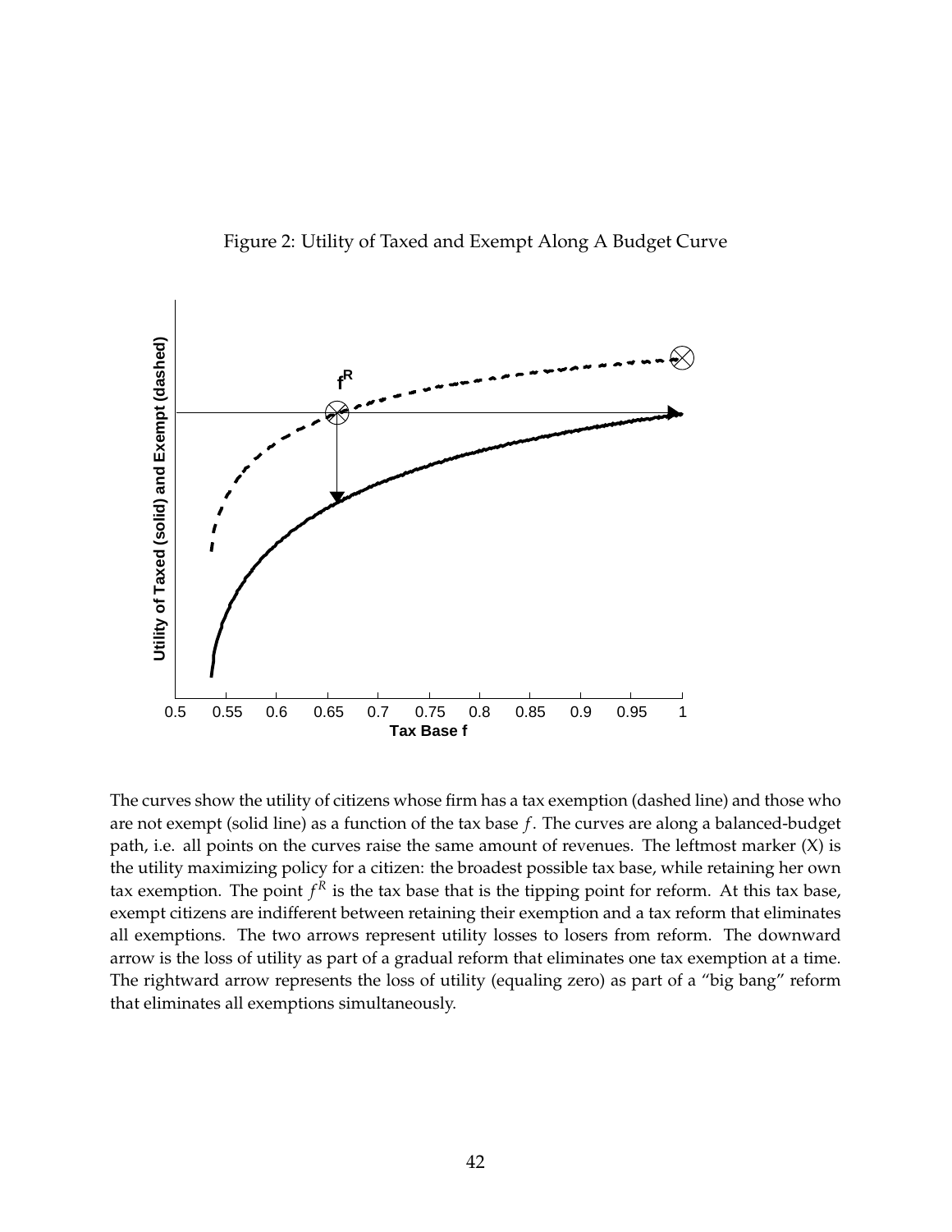Figure 2: Utility of Taxed and Exempt Along A Budget Curve

The curves show the utility of citizens whose firm has a tax exemption (dashed line) and those who are not exempt (solid line) as a function of the tax base $f$. The curves are along a balanced-budget path, i.e. all points on the curves raise the same amount of revenues. The leftmost marker (X) is the utility maximizing policy for a citizen: the broadest possible tax base, while retaining her own tax exemption. The point $f^R$ is the tax base that is the tipping point for reform. At this tax base, exempt citizens are indifferent between retaining their exemption and a tax reform that eliminates all exemptions. The two arrows represent utility losses to losers from reform. The downward arrow is the loss of utility as part of a gradual reform that eliminates one tax exemption at a time. The rightward arrow represents the loss of utility (equaling zero) as part of a "big bang" reform that eliminates all exemptions simultaneously.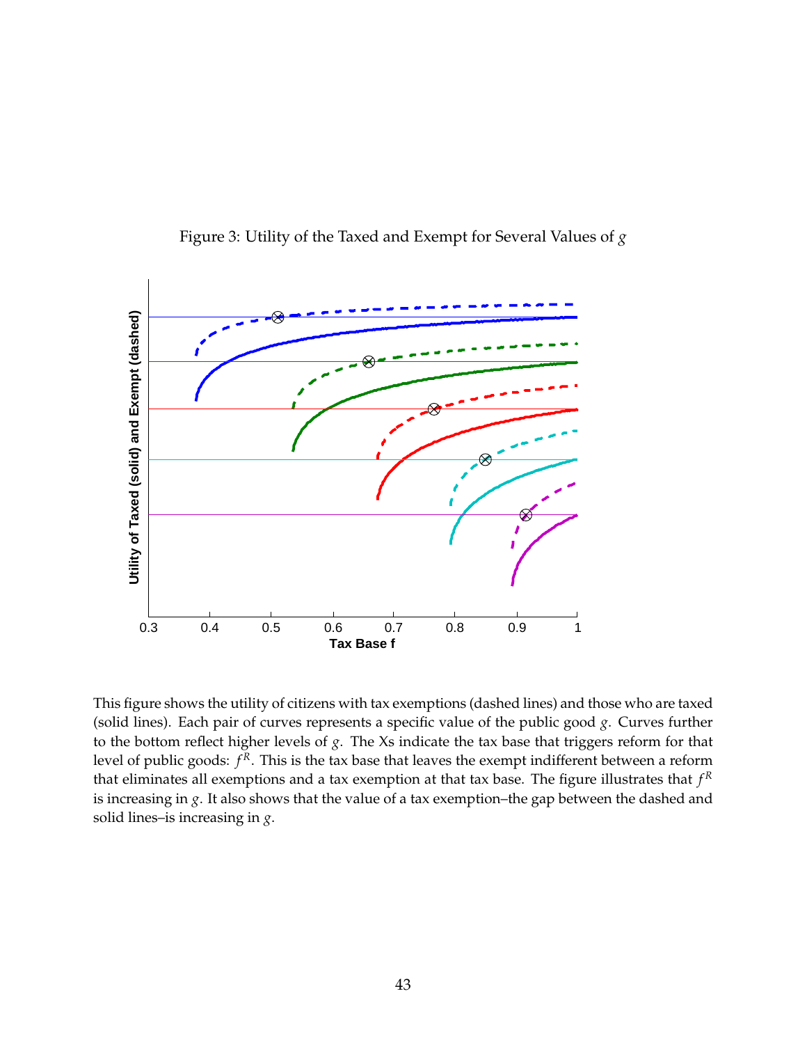Figure 3: Utility of the Taxed and Exempt for Several Values of $g$

This figure shows the utility of citizens with tax exemptions (dashed lines) and those who are taxed (solid lines). Each pair of curves represents a specific value of the public good $g$. Curves further to the bottom reflect higher levels of $g$. The Xs indicate the tax base that triggers reform for that level of public goods: $f^R$. This is the tax base that leaves the exempt indifferent between a reform that eliminates all exemptions and a tax exemption at that tax base. The figure illustrates that $f^R$ is increasing in $g$. It also shows that the value of a tax exemption–the gap between the dashed and solid lines–is increasing in $g$.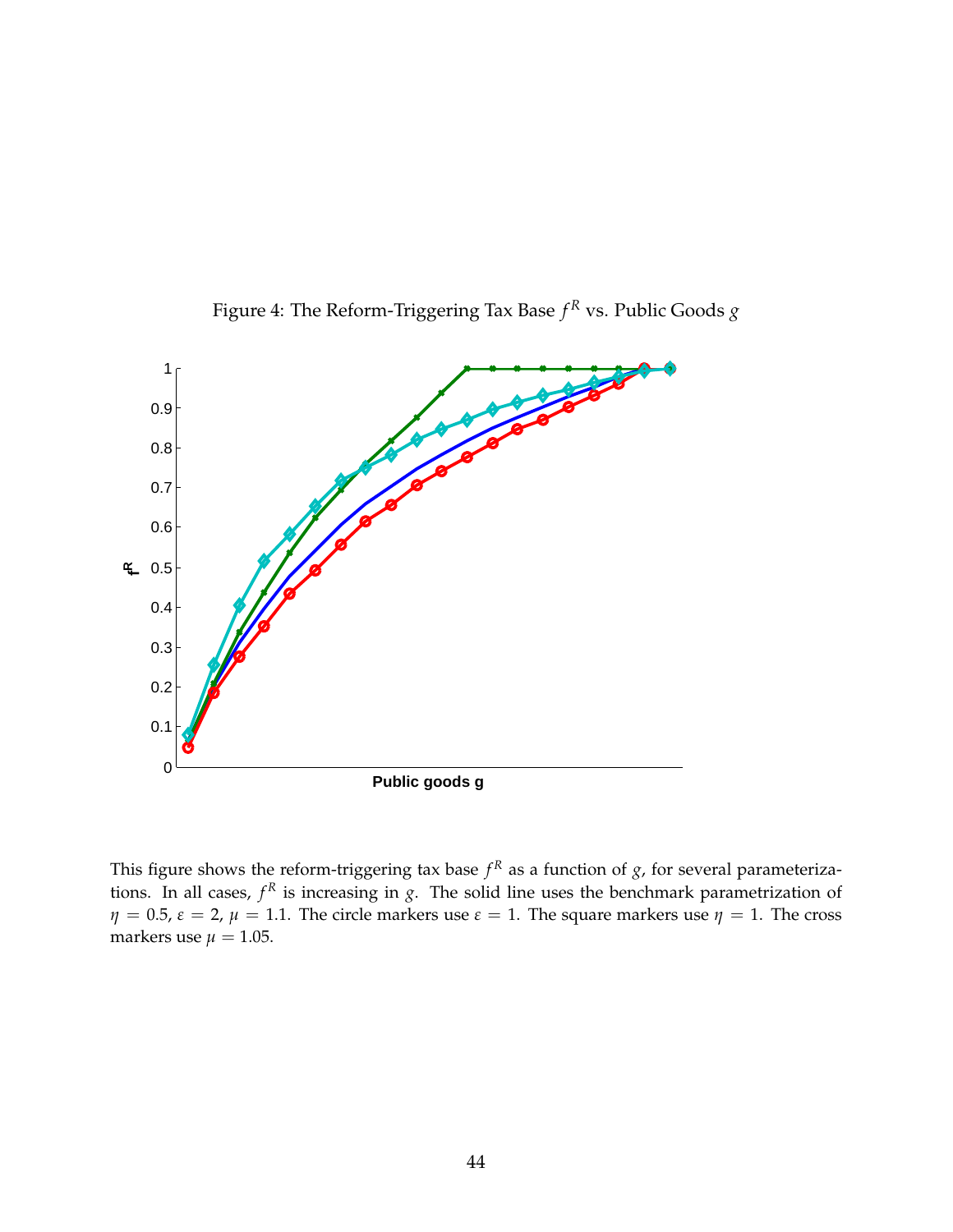Figure 4: The Reform-Triggering Tax Base $f^R$ vs. Public Goods $g$

This figure shows the reform-triggering tax base $f^R$ as a function of $g$, for several parameterizations. In all cases, $f^R$ is increasing in $g$. The solid line uses the benchmark parametrization of $\eta = 0.5$, $\varepsilon = 2$, $\mu = 1.1$. The circle markers use $\varepsilon = 1$. The square markers use $\eta = 1$. The cross markers use $\mu = 1.05$.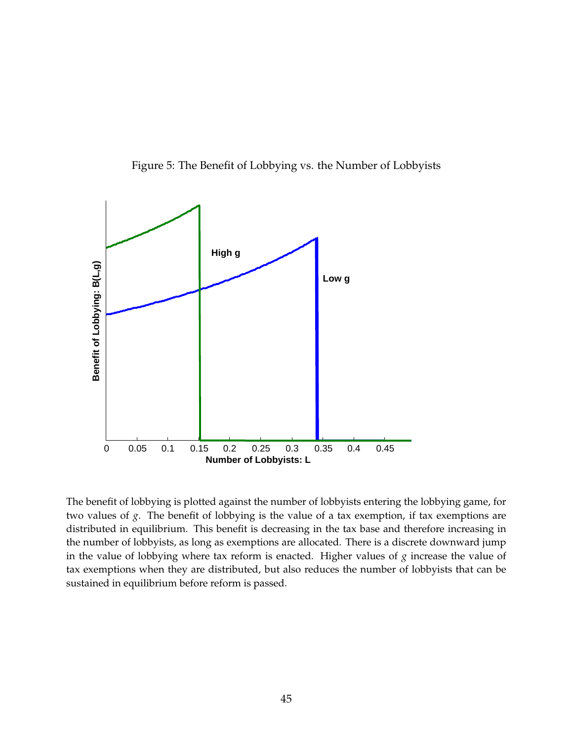Figure 5: The Benefit of Lobbying vs. the Number of Lobbyists

The benefit of lobbying is plotted against the number of lobbyists entering the lobbying game, for two values of $g$. The benefit of lobbying is the value of a tax exemption, if tax exemptions are distributed in equilibrium. This benefit is decreasing in the tax base and therefore increasing in the number of lobbyists, as long as exemptions are allocated. There is a discrete downward jump in the value of lobbying where tax reform is enacted. Higher values of $g$ increase the value of tax exemptions when they are distributed, but also reduces the number of lobbyists that can be sustained in equilibrium before reform is passed.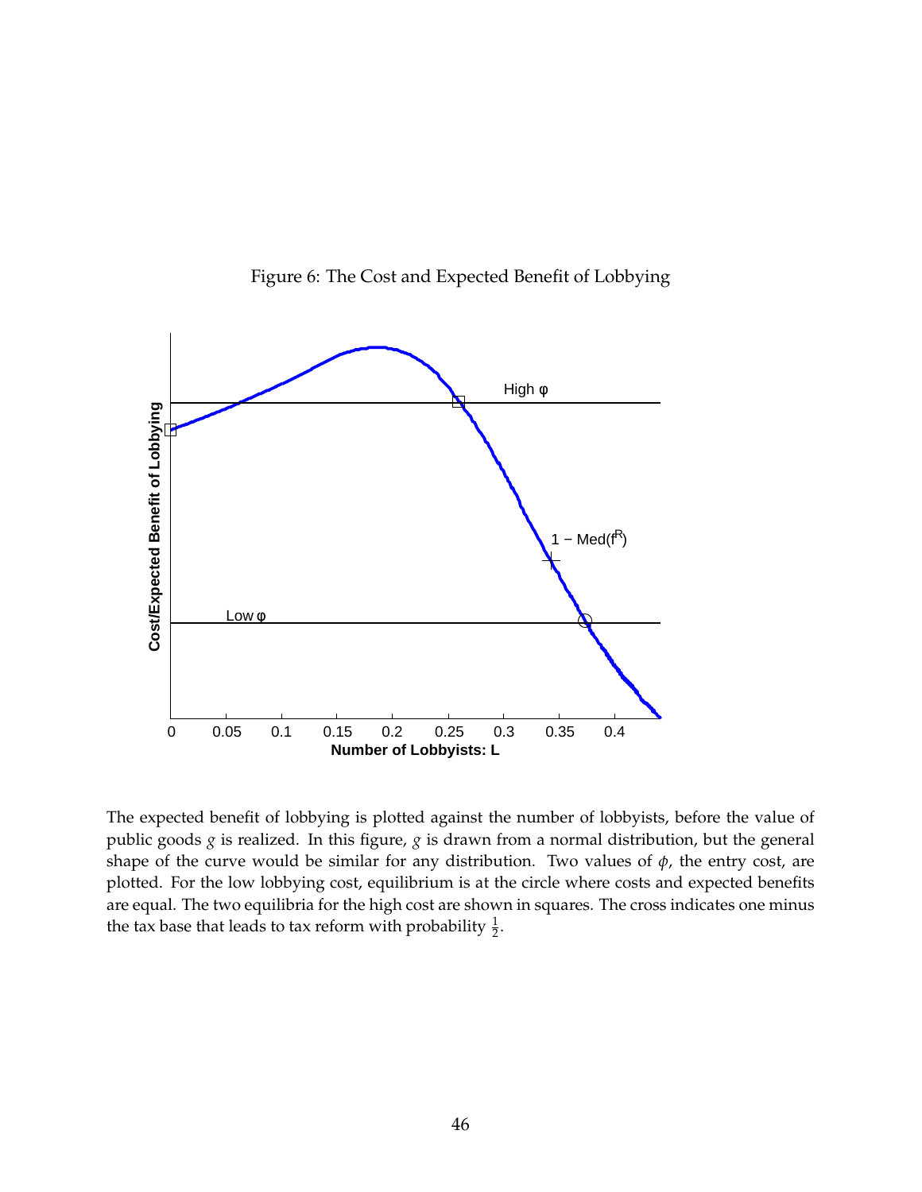Figure 6: The Cost and Expected Benefit of Lobbying

Cost/Expected Benefit of Lobbying

High φ

1 − Med($f^R$)

Low φ

0
0.05
0.1
0.15
0.2
0.25
0.3
0.35
0.4

Number of Lobbyists: L

The expected benefit of lobbying is plotted against the number of lobbyists, before the value of public goods $g$ is realized. In this figure, $g$ is drawn from a normal distribution, but the general shape of the curve would be similar for any distribution. Two values of $\phi$, the entry cost, are plotted. For the low lobbying cost, equilibrium is at the circle where costs and expected benefits are equal. The two equilibria for the high cost are shown in squares. The cross indicates one minus the tax base that leads to tax reform with probability $\frac{1}{2}$.